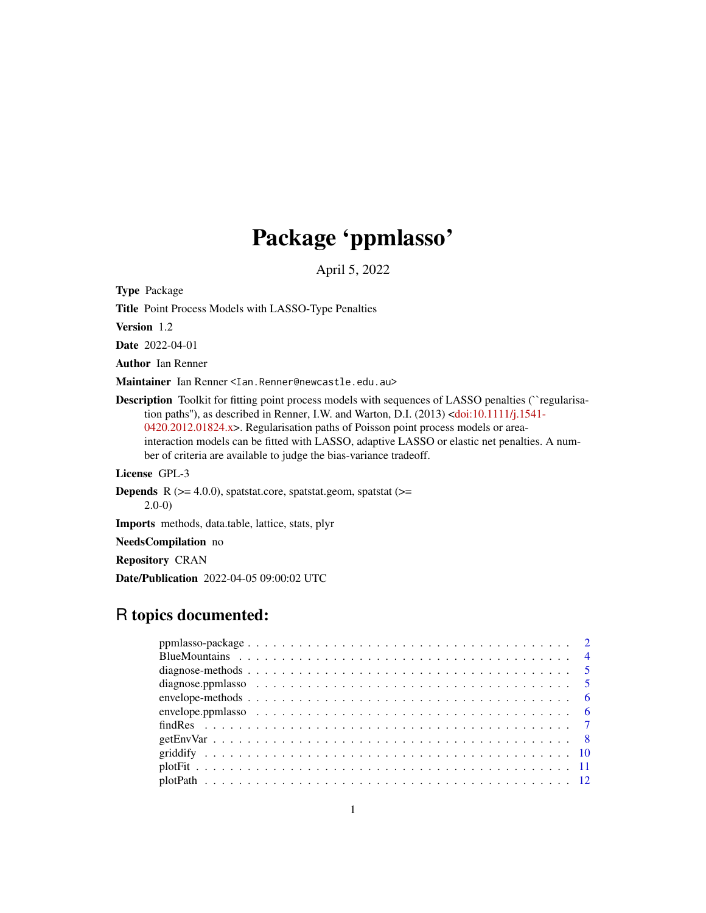# Package 'ppmlasso'

April 5, 2022

**Type** Package

**Title** Point Process Models with LASSO-Type Penalties

**Version** 1.2

**Date** 2022-04-01

**Author** Ian Renner

**Maintainer** Ian Renner <Ian.Renner@newcastle.edu.au>

**Description** Toolkit for fitting point process models with sequences of LASSO penalties (``regularisation paths''), as described in Renner, I.W. and Warton, D.I. (2013) <doi:10.1111/j.1541-0420.2012.01824.x>. Regularisation paths of Poisson point process models or area-interaction models can be fitted with LASSO, adaptive LASSO or elastic net penalties. A number of criteria are available to judge the bias-variance tradeoff.

**License** GPL-3

**Depends** R (>= 4.0.0), spatstat.core, spatstat.geom, spatstat (>= 2.0-0)

**Imports** methods, data.table, lattice, stats, plyr

**NeedsCompilation** no

**Repository** CRAN

**Date/Publication** 2022-04-05 09:00:02 UTC

## R topics documented:

| | |
|---|---|
| ppmlasso-package | 2 |
| BlueMountains | 4 |
| diagnose-methods | 5 |
| diagnose.ppmlasso | 5 |
| envelope-methods | 6 |
| envelope.ppmlasso | 6 |
| findRes | 7 |
| getEnvVar | 8 |
| griddify | 10 |
| plotFit | 11 |
| plotPath | 12 |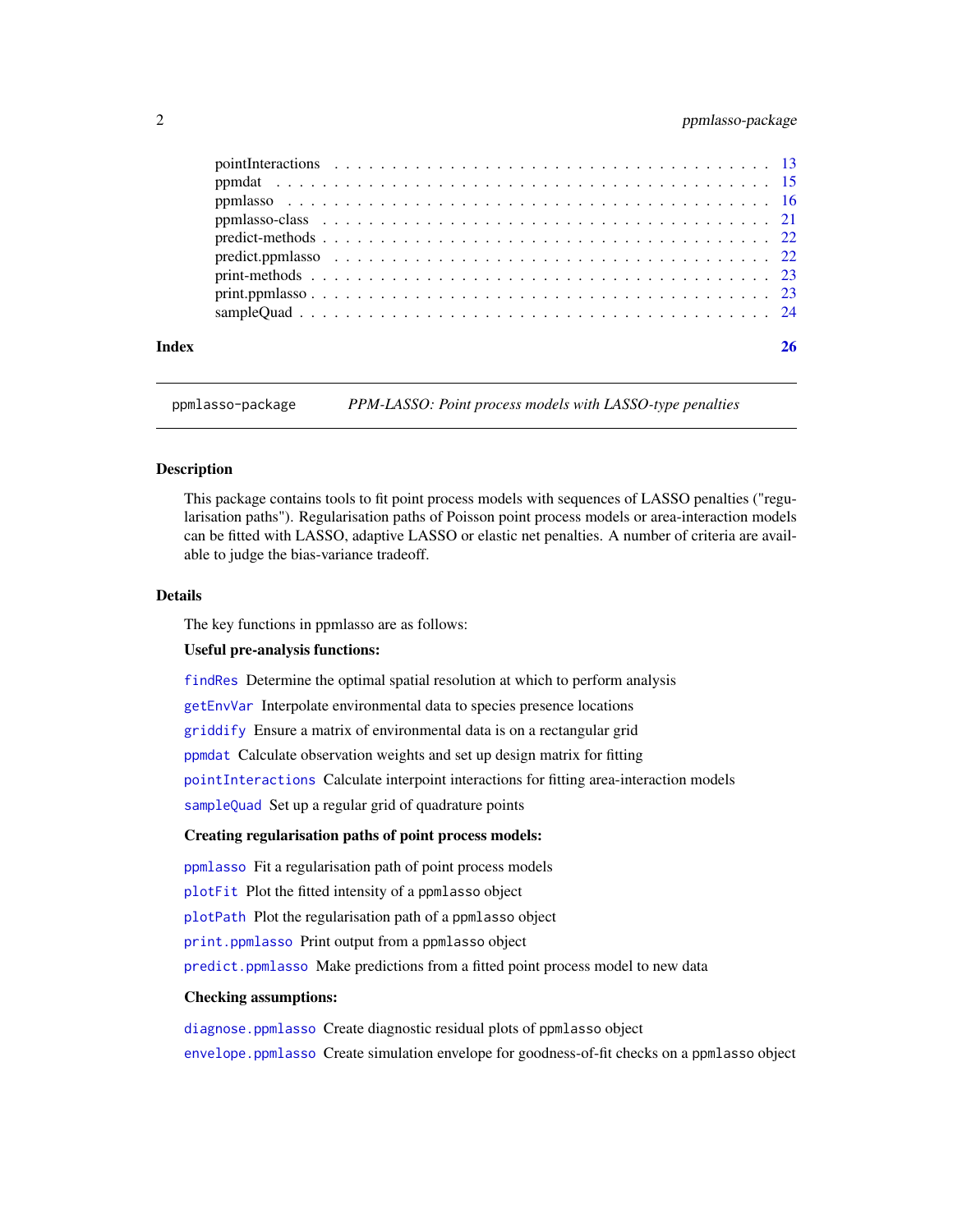pointInteractions . . . . . . . . . . . . . . . . . . . . . . . . . . . . . . . . . . . 13
ppmdat . . . . . . . . . . . . . . . . . . . . . . . . . . . . . . . . . . . . . . . . . 15
ppmlasso . . . . . . . . . . . . . . . . . . . . . . . . . . . . . . . . . . . . . . . 16
ppmlasso-class . . . . . . . . . . . . . . . . . . . . . . . . . . . . . . . . . . . . 21
predict-methods . . . . . . . . . . . . . . . . . . . . . . . . . . . . . . . . . . . 22
predict.ppmlasso . . . . . . . . . . . . . . . . . . . . . . . . . . . . . . . . . . 22
print-methods . . . . . . . . . . . . . . . . . . . . . . . . . . . . . . . . . . . . 23
print.ppmlasso . . . . . . . . . . . . . . . . . . . . . . . . . . . . . . . . . . . 23
sampleQuad . . . . . . . . . . . . . . . . . . . . . . . . . . . . . . . . . . . . . 24

**Index** **26**

---

`ppmlasso-package` *PPM-LASSO: Point process models with LASSO-type penalties*

---

## Description

This package contains tools to fit point process models with sequences of LASSO penalties ("regularisation paths"). Regularisation paths of Poisson point process models or area-interaction models can be fitted with LASSO, adaptive LASSO or elastic net penalties. A number of criteria are available to judge the bias-variance tradeoff.

## Details

The key functions in ppmlasso are as follows:

**Useful pre-analysis functions:**

`findRes` Determine the optimal spatial resolution at which to perform analysis

`getEnvVar` Interpolate environmental data to species presence locations

`griddify` Ensure a matrix of environmental data is on a rectangular grid

`ppmdat` Calculate observation weights and set up design matrix for fitting

`pointInteractions` Calculate interpoint interactions for fitting area-interaction models

`sampleQuad` Set up a regular grid of quadrature points

**Creating regularisation paths of point process models:**

`ppmlasso` Fit a regularisation path of point process models

`plotFit` Plot the fitted intensity of a `ppmlasso` object

`plotPath` Plot the regularisation path of a `ppmlasso` object

`print.ppmlasso` Print output from a `ppmlasso` object

`predict.ppmlasso` Make predictions from a fitted point process model to new data

**Checking assumptions:**

`diagnose.ppmlasso` Create diagnostic residual plots of `ppmlasso` object

`envelope.ppmlasso` Create simulation envelope for goodness-of-fit checks on a `ppmlasso` object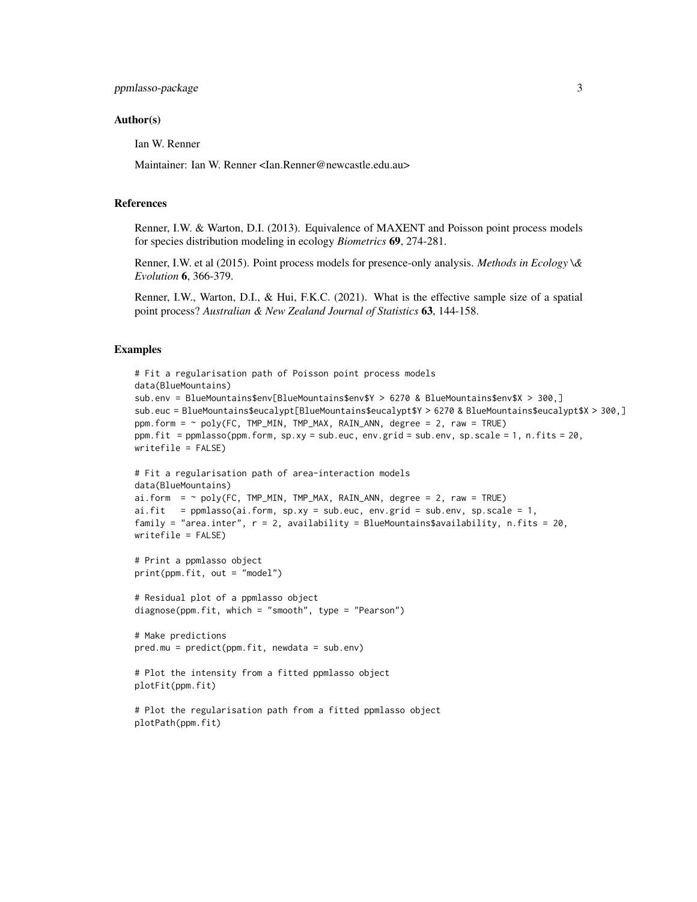## Author(s)

Ian W. Renner

Maintainer: Ian W. Renner <Ian.Renner@newcastle.edu.au>

## References

Renner, I.W. & Warton, D.I. (2013). Equivalence of MAXENT and Poisson point process models for species distribution modeling in ecology *Biometrics* **69**, 274-281.

Renner, I.W. et al (2015). Point process models for presence-only analysis. *Methods in Ecology \& Evolution* **6**, 366-379.

Renner, I.W., Warton, D.I., & Hui, F.K.C. (2021). What is the effective sample size of a spatial point process? *Australian & New Zealand Journal of Statistics* **63**, 144-158.

## Examples

```
# Fit a regularisation path of Poisson point process models
data(BlueMountains)
sub.env = BlueMountains$env[BlueMountains$env$Y > 6270 & BlueMountains$env$X > 300,]
sub.euc = BlueMountains$eucalypt[BlueMountains$eucalypt$Y > 6270 & BlueMountains$eucalypt$X > 300,]
ppm.form = ~ poly(FC, TMP_MIN, TMP_MAX, RAIN_ANN, degree = 2, raw = TRUE)
ppm.fit  = ppmlasso(ppm.form, sp.xy = sub.euc, env.grid = sub.env, sp.scale = 1, n.fits = 20,
writefile = FALSE)

# Fit a regularisation path of area-interaction models
data(BlueMountains)
ai.form  = ~ poly(FC, TMP_MIN, TMP_MAX, RAIN_ANN, degree = 2, raw = TRUE)
ai.fit   = ppmlasso(ai.form, sp.xy = sub.euc, env.grid = sub.env, sp.scale = 1,
family = "area.inter", r = 2, availability = BlueMountains$availability, n.fits = 20,
writefile = FALSE)

# Print a ppmlasso object
print(ppm.fit, out = "model")

# Residual plot of a ppmlasso object
diagnose(ppm.fit, which = "smooth", type = "Pearson")

# Make predictions
pred.mu = predict(ppm.fit, newdata = sub.env)

# Plot the intensity from a fitted ppmlasso object
plotFit(ppm.fit)

# Plot the regularisation path from a fitted ppmlasso object
plotPath(ppm.fit)
```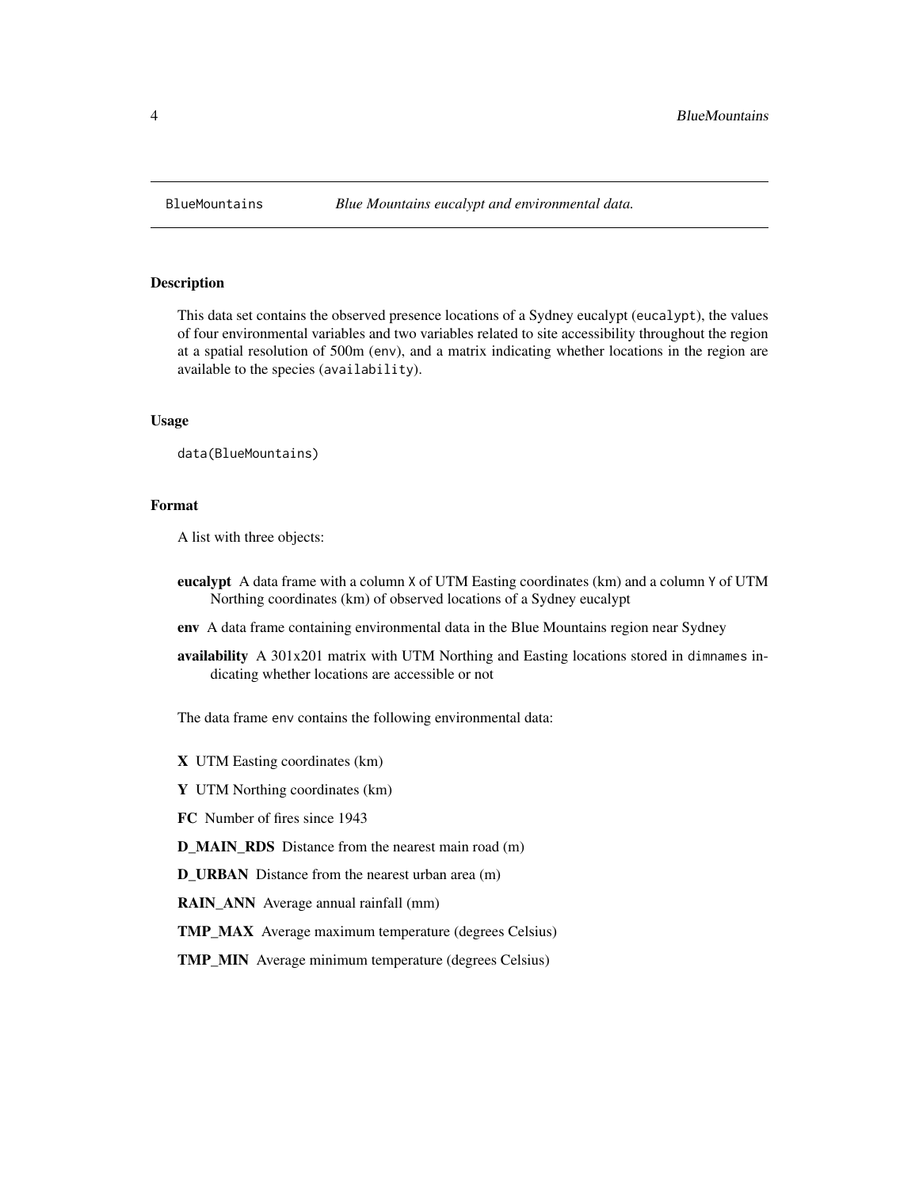BlueMountains *Blue Mountains eucalypt and environmental data.*

## Description

This data set contains the observed presence locations of a Sydney eucalypt (`eucalypt`), the values of four environmental variables and two variables related to site accessibility throughout the region at a spatial resolution of 500m (`env`), and a matrix indicating whether locations in the region are available to the species (`availability`).

## Usage

```
data(BlueMountains)
```

## Format

A list with three objects:

- **eucalypt** A data frame with a column `X` of UTM Easting coordinates (km) and a column `Y` of UTM Northing coordinates (km) of observed locations of a Sydney eucalypt
- **env** A data frame containing environmental data in the Blue Mountains region near Sydney
- **availability** A 301x201 matrix with UTM Northing and Easting locations stored in `dimnames` indicating whether locations are accessible or not

The data frame `env` contains the following environmental data:

- **X** UTM Easting coordinates (km)
- **Y** UTM Northing coordinates (km)
- **FC** Number of fires since 1943
- **D_MAIN_RDS** Distance from the nearest main road (m)
- **D_URBAN** Distance from the nearest urban area (m)
- **RAIN_ANN** Average annual rainfall (mm)
- **TMP_MAX** Average maximum temperature (degrees Celsius)
- **TMP_MIN** Average minimum temperature (degrees Celsius)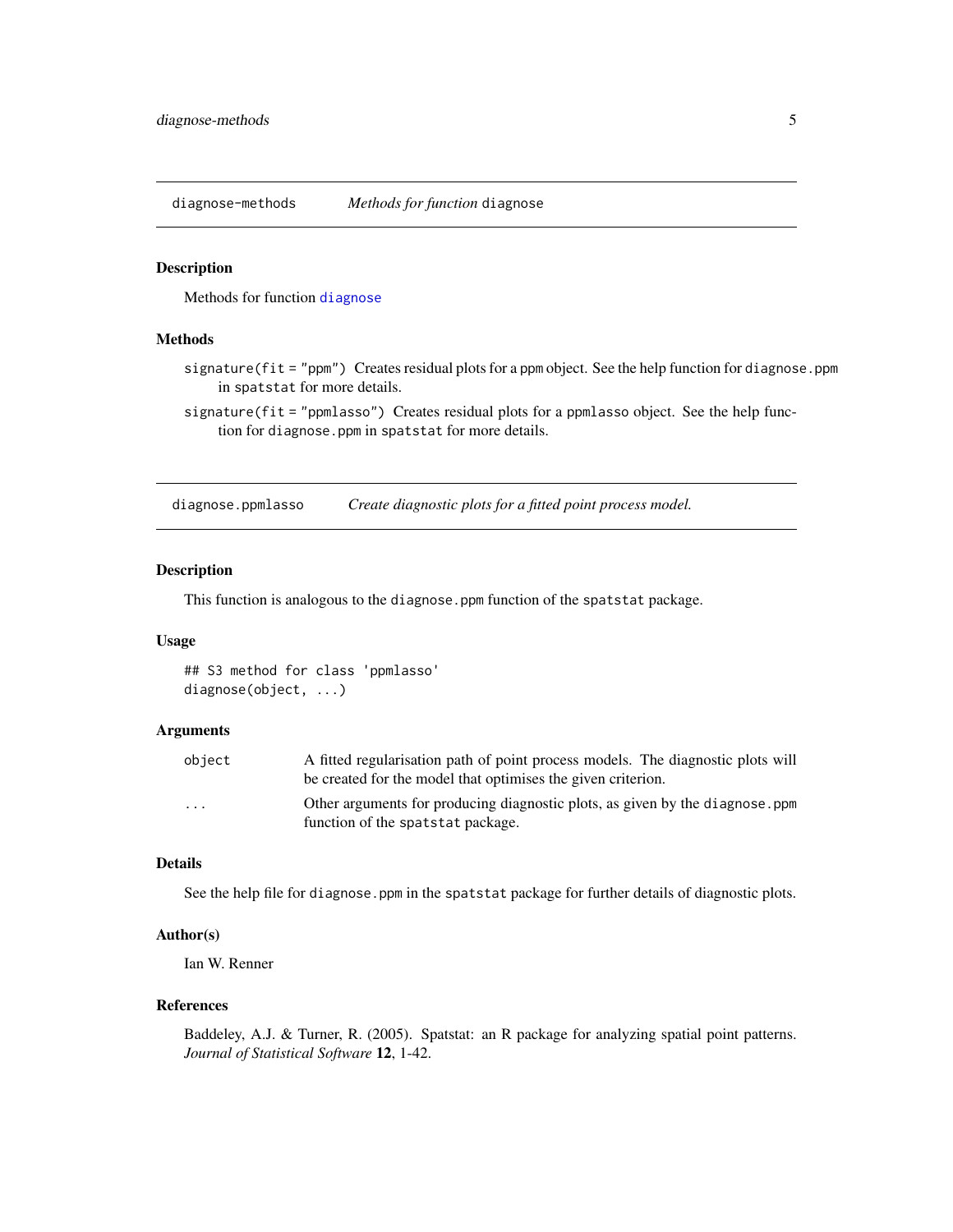## diagnose-methods — *Methods for function* `diagnose`

### Description

Methods for function `diagnose`

### Methods

`signature(fit = "ppm")` Creates residual plots for a ppm object. See the help function for `diagnose.ppm` in `spatstat` for more details.

`signature(fit = "ppmlasso")` Creates residual plots for a `ppmlasso` object. See the help function for `diagnose.ppm` in `spatstat` for more details.

## diagnose.ppmlasso — *Create diagnostic plots for a fitted point process model.*

### Description

This function is analogous to the `diagnose.ppm` function of the `spatstat` package.

### Usage

```
## S3 method for class 'ppmlasso'
diagnose(object, ...)
```

### Arguments

| | |
|---|---|
| `object` | A fitted regularisation path of point process models. The diagnostic plots will be created for the model that optimises the given criterion. |
| `...` | Other arguments for producing diagnostic plots, as given by the `diagnose.ppm` function of the `spatstat` package. |

### Details

See the help file for `diagnose.ppm` in the `spatstat` package for further details of diagnostic plots.

### Author(s)

Ian W. Renner

### References

Baddeley, A.J. & Turner, R. (2005). Spatstat: an R package for analyzing spatial point patterns. *Journal of Statistical Software* **12**, 1-42.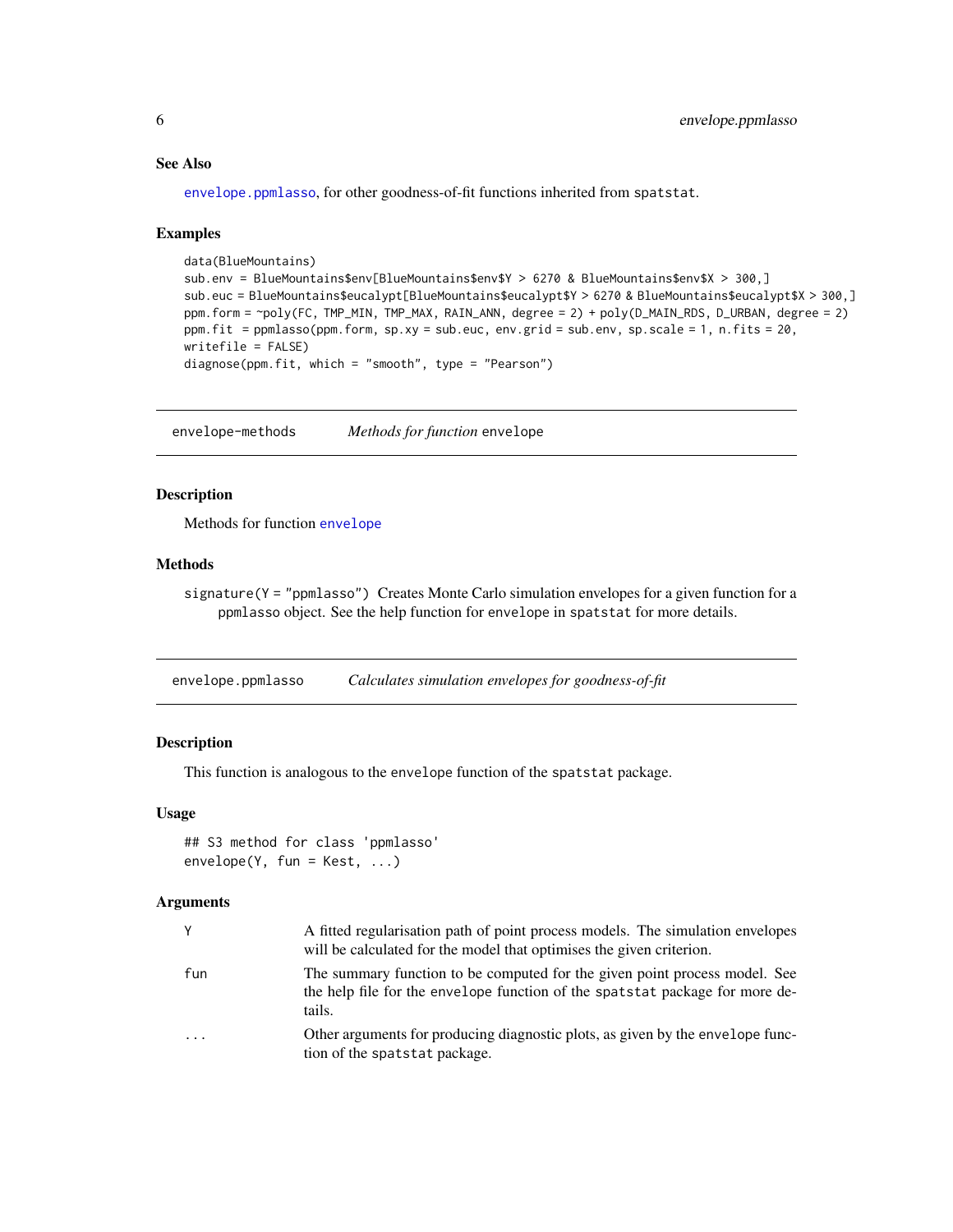### See Also

envelope.ppmlasso, for other goodness-of-fit functions inherited from spatstat.

### Examples

```
data(BlueMountains)
sub.env = BlueMountains$env[BlueMountains$env$Y > 6270 & BlueMountains$env$X > 300,]
sub.euc = BlueMountains$eucalypt[BlueMountains$eucalypt$Y > 6270 & BlueMountains$eucalypt$X > 300,]
ppm.form = ~poly(FC, TMP_MIN, TMP_MAX, RAIN_ANN, degree = 2) + poly(D_MAIN_RDS, D_URBAN, degree = 2)
ppm.fit  = ppmlasso(ppm.form, sp.xy = sub.euc, env.grid = sub.env, sp.scale = 1, n.fits = 20,
writefile = FALSE)
diagnose(ppm.fit, which = "smooth", type = "Pearson")
```

---

## envelope-methods    *Methods for function* envelope

### Description

Methods for function envelope

### Methods

signature(Y = "ppmlasso") Creates Monte Carlo simulation envelopes for a given function for a ppmlasso object. See the help function for envelope in spatstat for more details.

---

## envelope.ppmlasso    *Calculates simulation envelopes for goodness-of-fit*

### Description

This function is analogous to the envelope function of the spatstat package.

### Usage

```
## S3 method for class 'ppmlasso'
envelope(Y, fun = Kest, ...)
```

### Arguments

| | |
|---|---|
| Y | A fitted regularisation path of point process models. The simulation envelopes will be calculated for the model that optimises the given criterion. |
| fun | The summary function to be computed for the given point process model. See the help file for the envelope function of the spatstat package for more details. |
| ... | Other arguments for producing diagnostic plots, as given by the envelope function of the spatstat package. |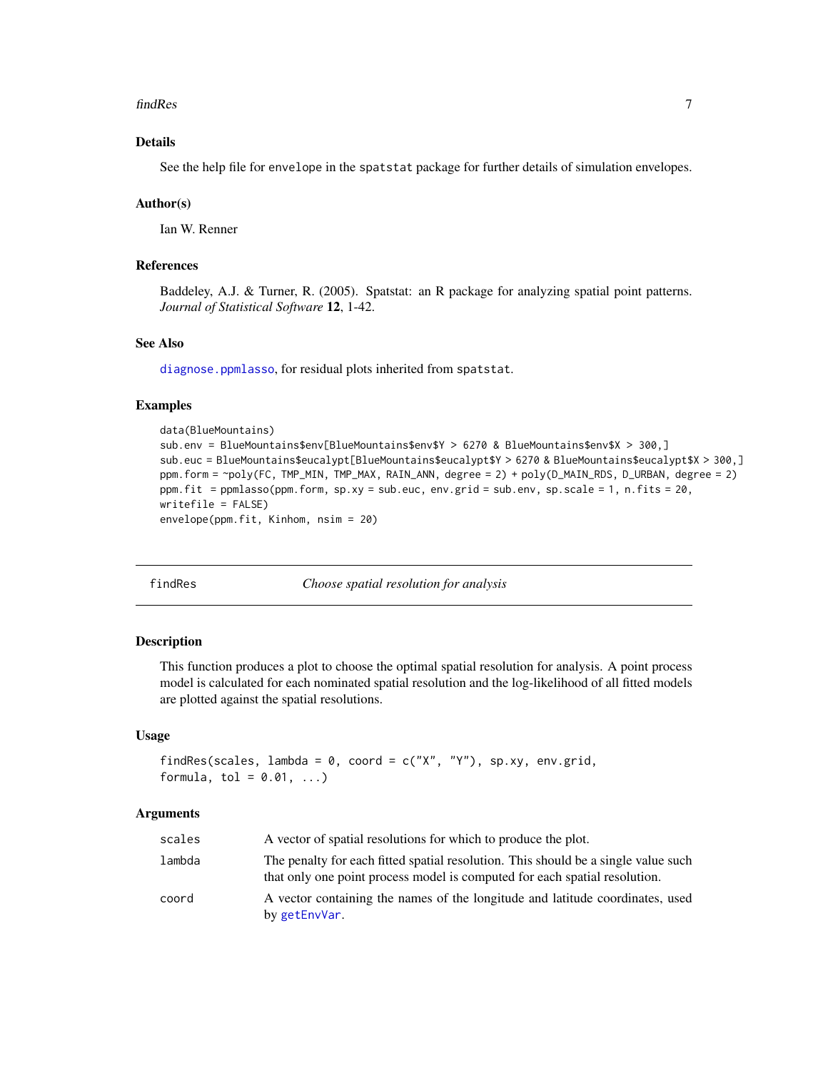## Details

See the help file for `envelope` in the `spatstat` package for further details of simulation envelopes.

## Author(s)

Ian W. Renner

## References

Baddeley, A.J. & Turner, R. (2005). Spatstat: an R package for analyzing spatial point patterns. *Journal of Statistical Software* **12**, 1-42.

## See Also

`diagnose.ppmlasso`, for residual plots inherited from `spatstat`.

## Examples

```
data(BlueMountains)
sub.env = BlueMountains$env[BlueMountains$env$Y > 6270 & BlueMountains$env$X > 300,]
sub.euc = BlueMountains$eucalypt[BlueMountains$eucalypt$Y > 6270 & BlueMountains$eucalypt$X > 300,]
ppm.form = ~poly(FC, TMP_MIN, TMP_MAX, RAIN_ANN, degree = 2) + poly(D_MAIN_RDS, D_URBAN, degree = 2)
ppm.fit  = ppmlasso(ppm.form, sp.xy = sub.euc, env.grid = sub.env, sp.scale = 1, n.fits = 20,
writefile = FALSE)
envelope(ppm.fit, Kinhom, nsim = 20)
```

---

# findRes — *Choose spatial resolution for analysis*

## Description

This function produces a plot to choose the optimal spatial resolution for analysis. A point process model is calculated for each nominated spatial resolution and the log-likelihood of all fitted models are plotted against the spatial resolutions.

## Usage

```
findRes(scales, lambda = 0, coord = c("X", "Y"), sp.xy, env.grid,
formula, tol = 0.01, ...)
```

## Arguments

| | |
|---|---|
| `scales` | A vector of spatial resolutions for which to produce the plot. |
| `lambda` | The penalty for each fitted spatial resolution. This should be a single value such that only one point process model is computed for each spatial resolution. |
| `coord` | A vector containing the names of the longitude and latitude coordinates, used by `getEnvVar`. |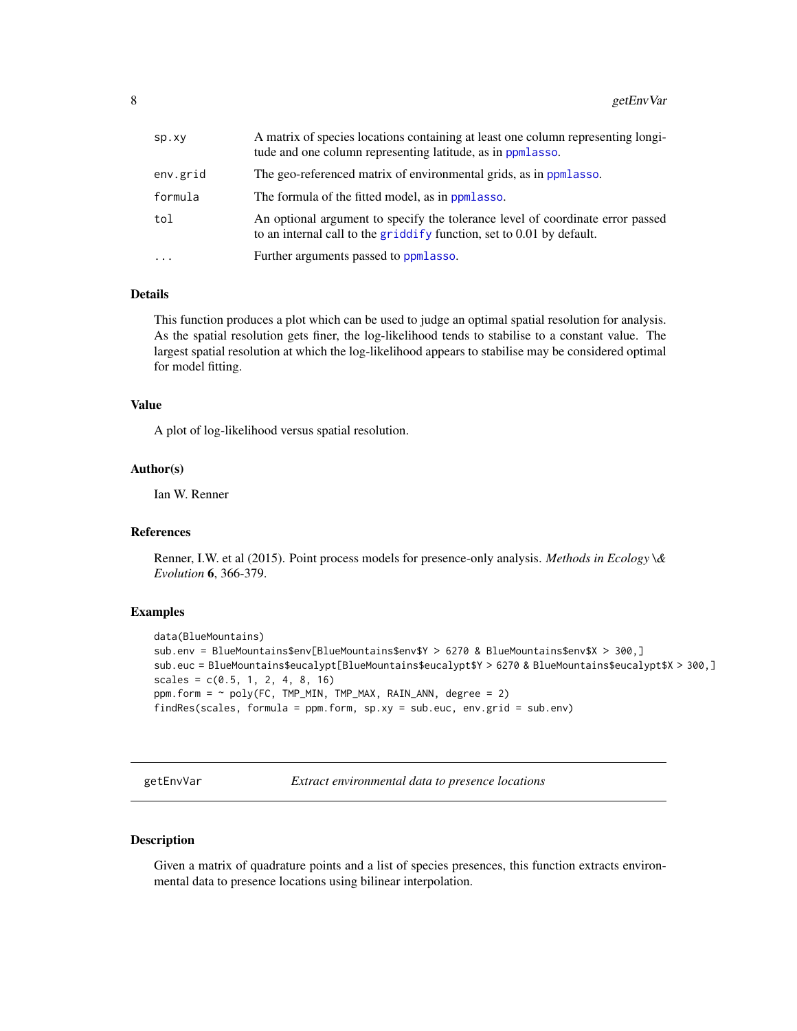| | |
|---|---|
| sp.xy | A matrix of species locations containing at least one column representing longitude and one column representing latitude, as in ppmlasso. |
| env.grid | The geo-referenced matrix of environmental grids, as in ppmlasso. |
| formula | The formula of the fitted model, as in ppmlasso. |
| tol | An optional argument to specify the tolerance level of coordinate error passed to an internal call to the griddify function, set to 0.01 by default. |
| ... | Further arguments passed to ppmlasso. |

### Details

This function produces a plot which can be used to judge an optimal spatial resolution for analysis. As the spatial resolution gets finer, the log-likelihood tends to stabilise to a constant value. The largest spatial resolution at which the log-likelihood appears to stabilise may be considered optimal for model fitting.

### Value

A plot of log-likelihood versus spatial resolution.

### Author(s)

Ian W. Renner

### References

Renner, I.W. et al (2015). Point process models for presence-only analysis. *Methods in Ecology \& Evolution* **6**, 366-379.

### Examples

```
data(BlueMountains)
sub.env = BlueMountains$env[BlueMountains$env$Y > 6270 & BlueMountains$env$X > 300,]
sub.euc = BlueMountains$eucalypt[BlueMountains$eucalypt$Y > 6270 & BlueMountains$eucalypt$X > 300,]
scales = c(0.5, 1, 2, 4, 8, 16)
ppm.form = ~ poly(FC, TMP_MIN, TMP_MAX, RAIN_ANN, degree = 2)
findRes(scales, formula = ppm.form, sp.xy = sub.euc, env.grid = sub.env)
```

---

## getEnvVar — *Extract environmental data to presence locations*

### Description

Given a matrix of quadrature points and a list of species presences, this function extracts environmental data to presence locations using bilinear interpolation.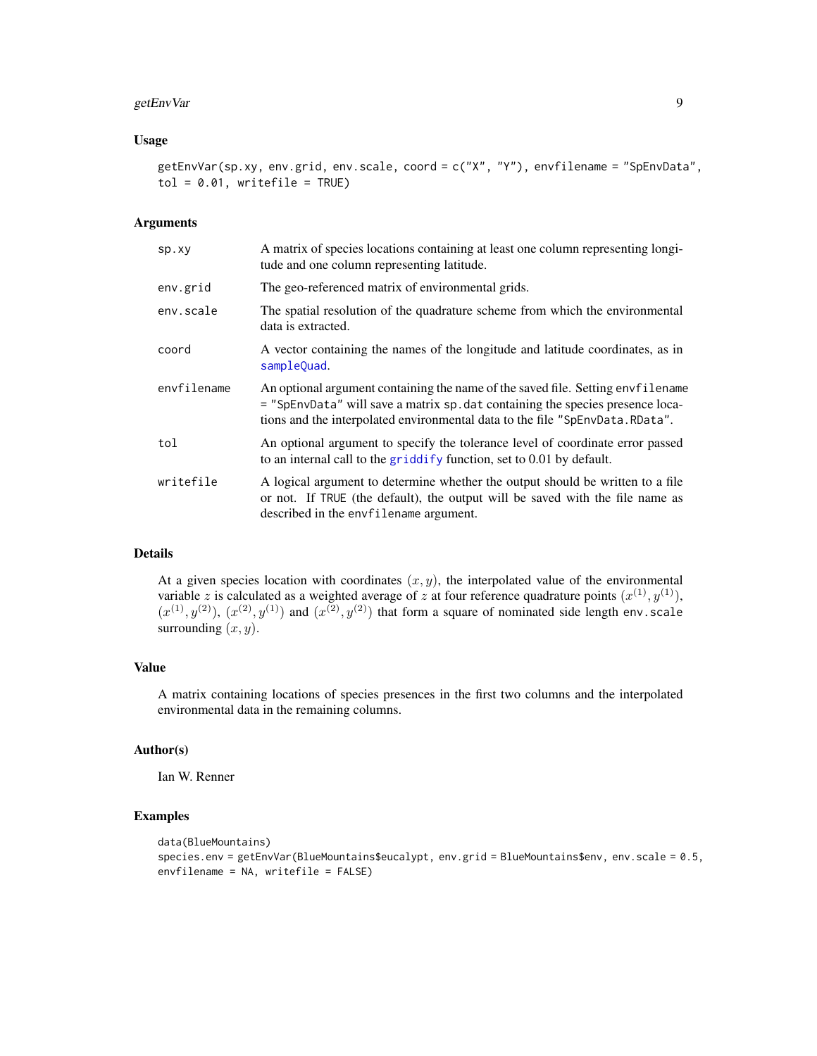## Usage

```
getEnvVar(sp.xy, env.grid, env.scale, coord = c("X", "Y"), envfilename = "SpEnvData",
tol = 0.01, writefile = TRUE)
```

## Arguments

| | |
|---|---|
| sp.xy | A matrix of species locations containing at least one column representing longitude and one column representing latitude. |
| env.grid | The geo-referenced matrix of environmental grids. |
| env.scale | The spatial resolution of the quadrature scheme from which the environmental data is extracted. |
| coord | A vector containing the names of the longitude and latitude coordinates, as in sampleQuad. |
| envfilename | An optional argument containing the name of the saved file. Setting envfilename = "SpEnvData" will save a matrix sp.dat containing the species presence locations and the interpolated environmental data to the file "SpEnvData.RData". |
| tol | An optional argument to specify the tolerance level of coordinate error passed to an internal call to the griddify function, set to 0.01 by default. |
| writefile | A logical argument to determine whether the output should be written to a file or not. If TRUE (the default), the output will be saved with the file name as described in the envfilename argument. |

## Details

At a given species location with coordinates $(x, y)$, the interpolated value of the environmental variable $z$ is calculated as a weighted average of $z$ at four reference quadrature points $(x^{(1)}, y^{(1)})$, $(x^{(1)}, y^{(2)})$, $(x^{(2)}, y^{(1)})$ and $(x^{(2)}, y^{(2)})$ that form a square of nominated side length env.scale surrounding $(x, y)$.

## Value

A matrix containing locations of species presences in the first two columns and the interpolated environmental data in the remaining columns.

## Author(s)

Ian W. Renner

## Examples

```
data(BlueMountains)
species.env = getEnvVar(BlueMountains$eucalypt, env.grid = BlueMountains$env, env.scale = 0.5,
envfilename = NA, writefile = FALSE)
```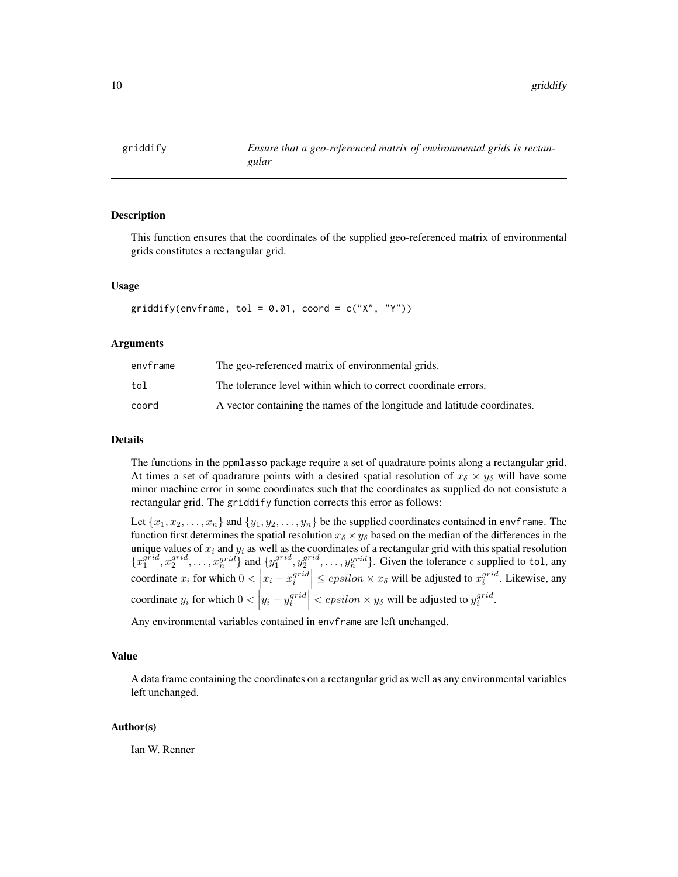griddify — *Ensure that a geo-referenced matrix of environmental grids is rectangular*

## Description

This function ensures that the coordinates of the supplied geo-referenced matrix of environmental grids constitutes a rectangular grid.

## Usage

```
griddify(envframe, tol = 0.01, coord = c("X", "Y"))
```

## Arguments

| | |
|---|---|
| envframe | The geo-referenced matrix of environmental grids. |
| tol | The tolerance level within which to correct coordinate errors. |
| coord | A vector containing the names of the longitude and latitude coordinates. |

## Details

The functions in the ppmlasso package require a set of quadrature points along a rectangular grid. At times a set of quadrature points with a desired spatial resolution of $x_\delta \times y_\delta$ will have some minor machine error in some coordinates such that the coordinates as supplied do not consistute a rectangular grid. The griddify function corrects this error as follows:

Let $\{x_1, x_2, \ldots, x_n\}$ and $\{y_1, y_2, \ldots, y_n\}$ be the supplied coordinates contained in envframe. The function first determines the spatial resolution $x_\delta \times y_\delta$ based on the median of the differences in the unique values of $x_i$ and $y_i$ as well as the coordinates of a rectangular grid with this spatial resolution $\{x_1^{grid}, x_2^{grid}, \ldots, x_n^{grid}\}$ and $\{y_1^{grid}, y_2^{grid}, \ldots, y_n^{grid}\}$. Given the tolerance $\epsilon$ supplied to tol, any coordinate $x_i$ for which $0 < \left|x_i - x_i^{grid}\right| \leq epsilon \times x_\delta$ will be adjusted to $x_i^{grid}$. Likewise, any coordinate $y_i$ for which $0 < \left|y_i - y_i^{grid}\right| < epsilon \times y_\delta$ will be adjusted to $y_i^{grid}$.

Any environmental variables contained in envframe are left unchanged.

## Value

A data frame containing the coordinates on a rectangular grid as well as any environmental variables left unchanged.

## Author(s)

Ian W. Renner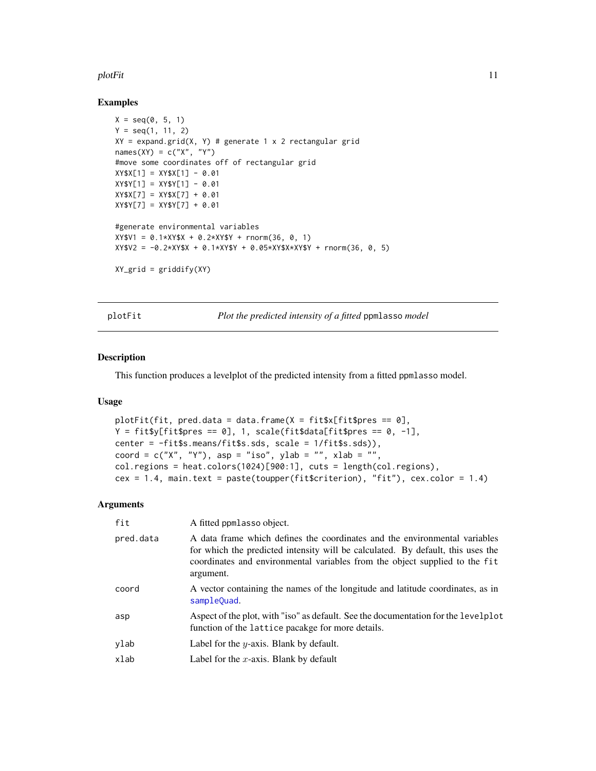## Examples

```
X = seq(0, 5, 1)
Y = seq(1, 11, 2)
XY = expand.grid(X, Y) # generate 1 x 2 rectangular grid
names(XY) = c("X", "Y")
#move some coordinates off of rectangular grid
XY$X[1] = XY$X[1] - 0.01
XY$Y[1] = XY$Y[1] - 0.01
XY$X[7] = XY$X[7] + 0.01
XY$Y[7] = XY$Y[7] + 0.01

#generate environmental variables
XY$V1 = 0.1*XY$X + 0.2*XY$Y + rnorm(36, 0, 1)
XY$V2 = -0.2*XY$X + 0.1*XY$Y + 0.05*XY$X*XY$Y + rnorm(36, 0, 5)

XY_grid = griddify(XY)
```

---

# plotFit *Plot the predicted intensity of a fitted* ppmlasso *model*

## Description

This function produces a levelplot of the predicted intensity from a fitted ppmlasso model.

## Usage

```
plotFit(fit, pred.data = data.frame(X = fit$x[fit$pres == 0],
Y = fit$y[fit$pres == 0], 1, scale(fit$data[fit$pres == 0, -1],
center = -fit$s.means/fit$s.sds, scale = 1/fit$s.sds)),
coord = c("X", "Y"), asp = "iso", ylab = "", xlab = "",
col.regions = heat.colors(1024)[900:1], cuts = length(col.regions),
cex = 1.4, main.text = paste(toupper(fit$criterion), "fit"), cex.color = 1.4)
```

## Arguments

| | |
|---|---|
| `fit` | A fitted ppmlasso object. |
| `pred.data` | A data frame which defines the coordinates and the environmental variables for which the predicted intensity will be calculated. By default, this uses the coordinates and environmental variables from the object supplied to the `fit` argument. |
| `coord` | A vector containing the names of the longitude and latitude coordinates, as in `sampleQuad`. |
| `asp` | Aspect of the plot, with "iso" as default. See the documentation for the `levelplot` function of the `lattice` pacakge for more details. |
| `ylab` | Label for the $y$-axis. Blank by default. |
| `xlab` | Label for the $x$-axis. Blank by default |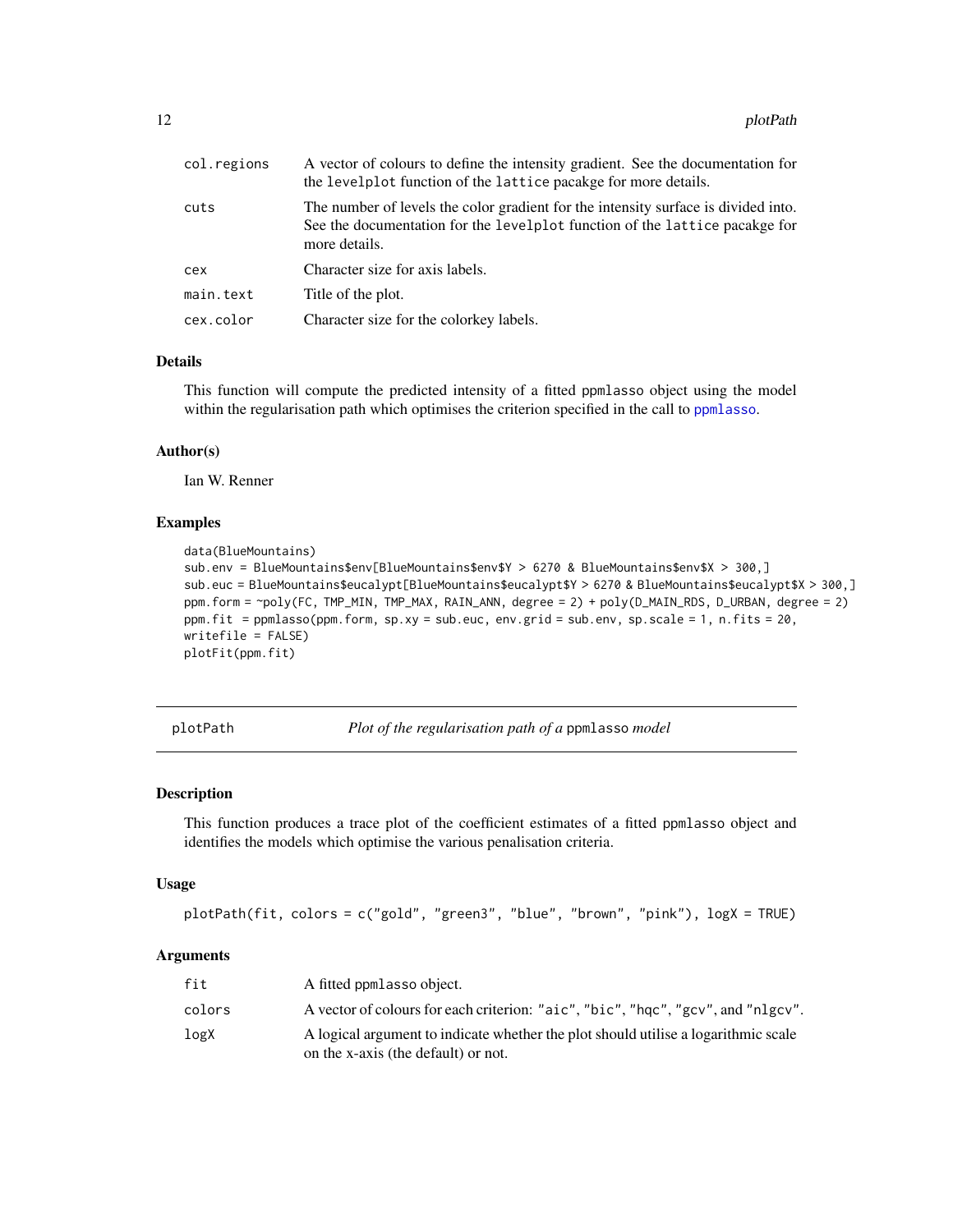| | |
|---|---|
| col.regions | A vector of colours to define the intensity gradient. See the documentation for the levelplot function of the lattice pacakge for more details. |
| cuts | The number of levels the color gradient for the intensity surface is divided into. See the documentation for the levelplot function of the lattice pacakge for more details. |
| cex | Character size for axis labels. |
| main.text | Title of the plot. |
| cex.color | Character size for the colorkey labels. |

### Details

This function will compute the predicted intensity of a fitted ppmlasso object using the model within the regularisation path which optimises the criterion specified in the call to ppmlasso.

### Author(s)

Ian W. Renner

### Examples

```
data(BlueMountains)
sub.env = BlueMountains$env[BlueMountains$env$Y > 6270 & BlueMountains$env$X > 300,]
sub.euc = BlueMountains$eucalypt[BlueMountains$eucalypt$Y > 6270 & BlueMountains$eucalypt$X > 300,]
ppm.form = ~poly(FC, TMP_MIN, TMP_MAX, RAIN_ANN, degree = 2) + poly(D_MAIN_RDS, D_URBAN, degree = 2)
ppm.fit  = ppmlasso(ppm.form, sp.xy = sub.euc, env.grid = sub.env, sp.scale = 1, n.fits = 20,
writefile = FALSE)
plotFit(ppm.fit)
```

## plotPath — *Plot of the regularisation path of a* ppmlasso *model*

### Description

This function produces a trace plot of the coefficient estimates of a fitted ppmlasso object and identifies the models which optimise the various penalisation criteria.

### Usage

```
plotPath(fit, colors = c("gold", "green3", "blue", "brown", "pink"), logX = TRUE)
```

### Arguments

| | |
|---|---|
| fit | A fitted ppmlasso object. |
| colors | A vector of colours for each criterion: "aic", "bic", "hqc", "gcv", and "nlgcv". |
| logX | A logical argument to indicate whether the plot should utilise a logarithmic scale on the x-axis (the default) or not. |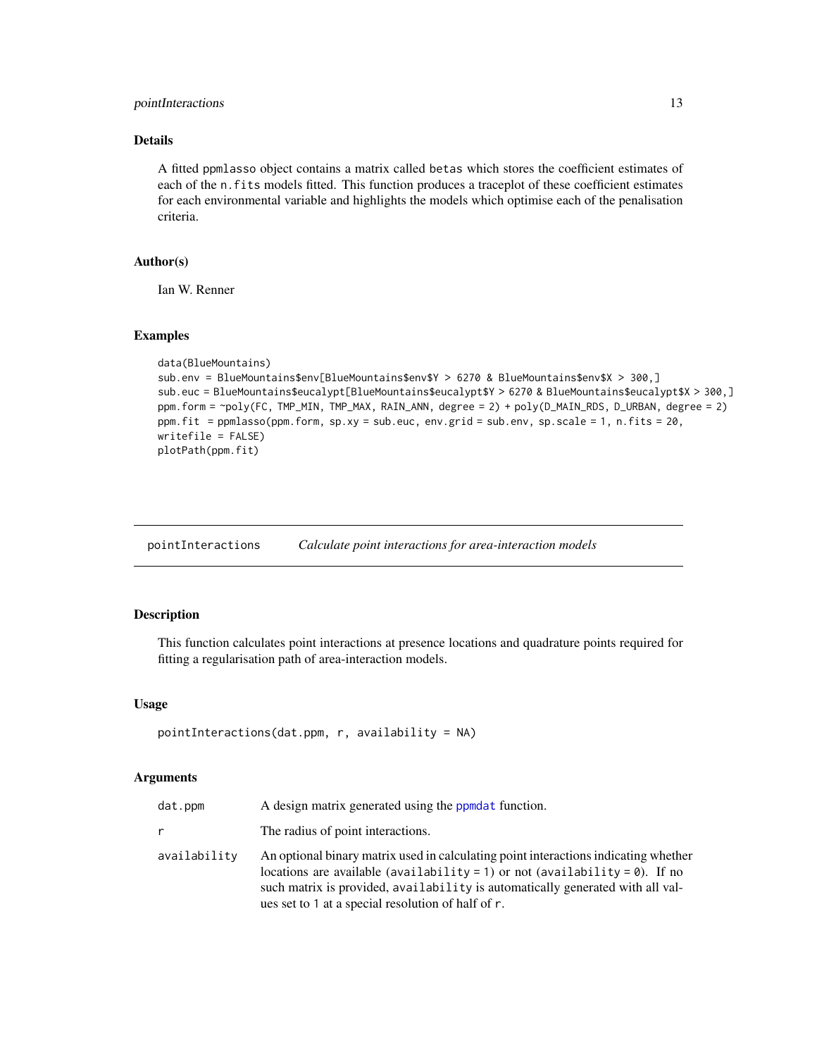## Details

A fitted ppmlasso object contains a matrix called betas which stores the coefficient estimates of each of the n.fits models fitted. This function produces a traceplot of these coefficient estimates for each environmental variable and highlights the models which optimise each of the penalisation criteria.

## Author(s)

Ian W. Renner

## Examples

```
data(BlueMountains)
sub.env = BlueMountains$env[BlueMountains$env$Y > 6270 & BlueMountains$env$X > 300,]
sub.euc = BlueMountains$eucalypt[BlueMountains$eucalypt$Y > 6270 & BlueMountains$eucalypt$X > 300,]
ppm.form = ~poly(FC, TMP_MIN, TMP_MAX, RAIN_ANN, degree = 2) + poly(D_MAIN_RDS, D_URBAN, degree = 2)
ppm.fit  = ppmlasso(ppm.form, sp.xy = sub.euc, env.grid = sub.env, sp.scale = 1, n.fits = 20,
writefile = FALSE)
plotPath(ppm.fit)
```

---

# pointInteractions &nbsp;&nbsp;&nbsp; *Calculate point interactions for area-interaction models*

## Description

This function calculates point interactions at presence locations and quadrature points required for fitting a regularisation path of area-interaction models.

## Usage

```
pointInteractions(dat.ppm, r, availability = NA)
```

## Arguments

| | |
|---|---|
| dat.ppm | A design matrix generated using the ppmdat function. |
| r | The radius of point interactions. |
| availability | An optional binary matrix used in calculating point interactions indicating whether locations are available (availability = 1) or not (availability = 0). If no such matrix is provided, availability is automatically generated with all values set to 1 at a special resolution of half of r. |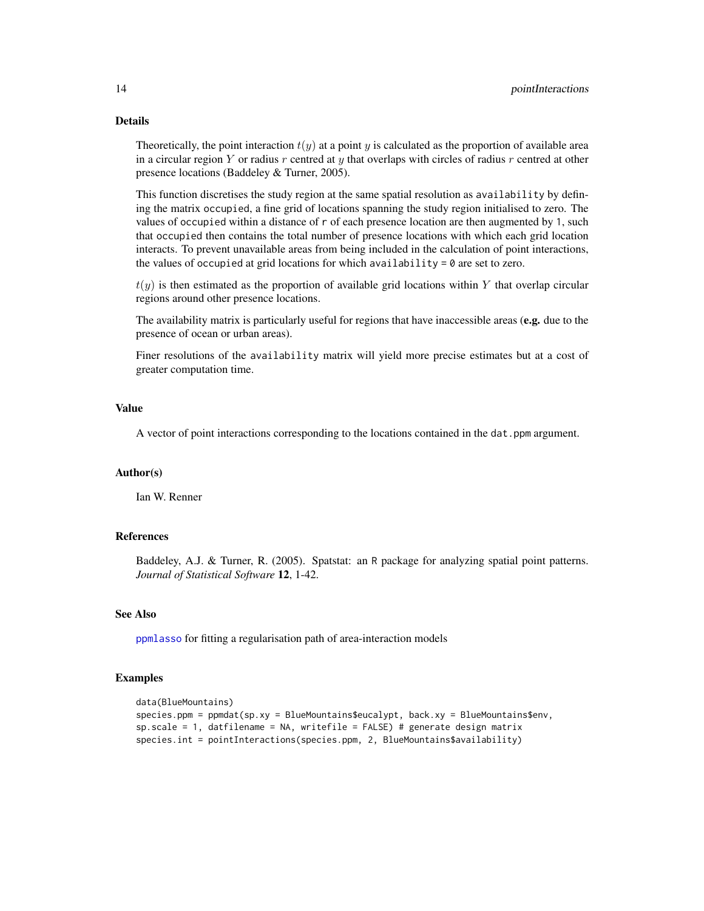## Details

Theoretically, the point interaction $t(y)$ at a point $y$ is calculated as the proportion of available area in a circular region $Y$ or radius $r$ centred at $y$ that overlaps with circles of radius $r$ centred at other presence locations (Baddeley & Turner, 2005).

This function discretises the study region at the same spatial resolution as `availability` by defining the matrix `occupied`, a fine grid of locations spanning the study region initialised to zero. The values of `occupied` within a distance of `r` of each presence location are then augmented by 1, such that `occupied` then contains the total number of presence locations with which each grid location interacts. To prevent unavailable areas from being included in the calculation of point interactions, the values of `occupied` at grid locations for which `availability = 0` are set to zero.

$t(y)$ is then estimated as the proportion of available grid locations within $Y$ that overlap circular regions around other presence locations.

The availability matrix is particularly useful for regions that have inaccessible areas (**e.g.** due to the presence of ocean or urban areas).

Finer resolutions of the `availability` matrix will yield more precise estimates but at a cost of greater computation time.

## Value

A vector of point interactions corresponding to the locations contained in the `dat.ppm` argument.

## Author(s)

Ian W. Renner

## References

Baddeley, A.J. & Turner, R. (2005). Spatstat: an R package for analyzing spatial point patterns. *Journal of Statistical Software* **12**, 1-42.

## See Also

`ppmlasso` for fitting a regularisation path of area-interaction models

## Examples

```
data(BlueMountains)
species.ppm = ppmdat(sp.xy = BlueMountains$eucalypt, back.xy = BlueMountains$env,
sp.scale = 1, datfilename = NA, writefile = FALSE) # generate design matrix
species.int = pointInteractions(species.ppm, 2, BlueMountains$availability)
```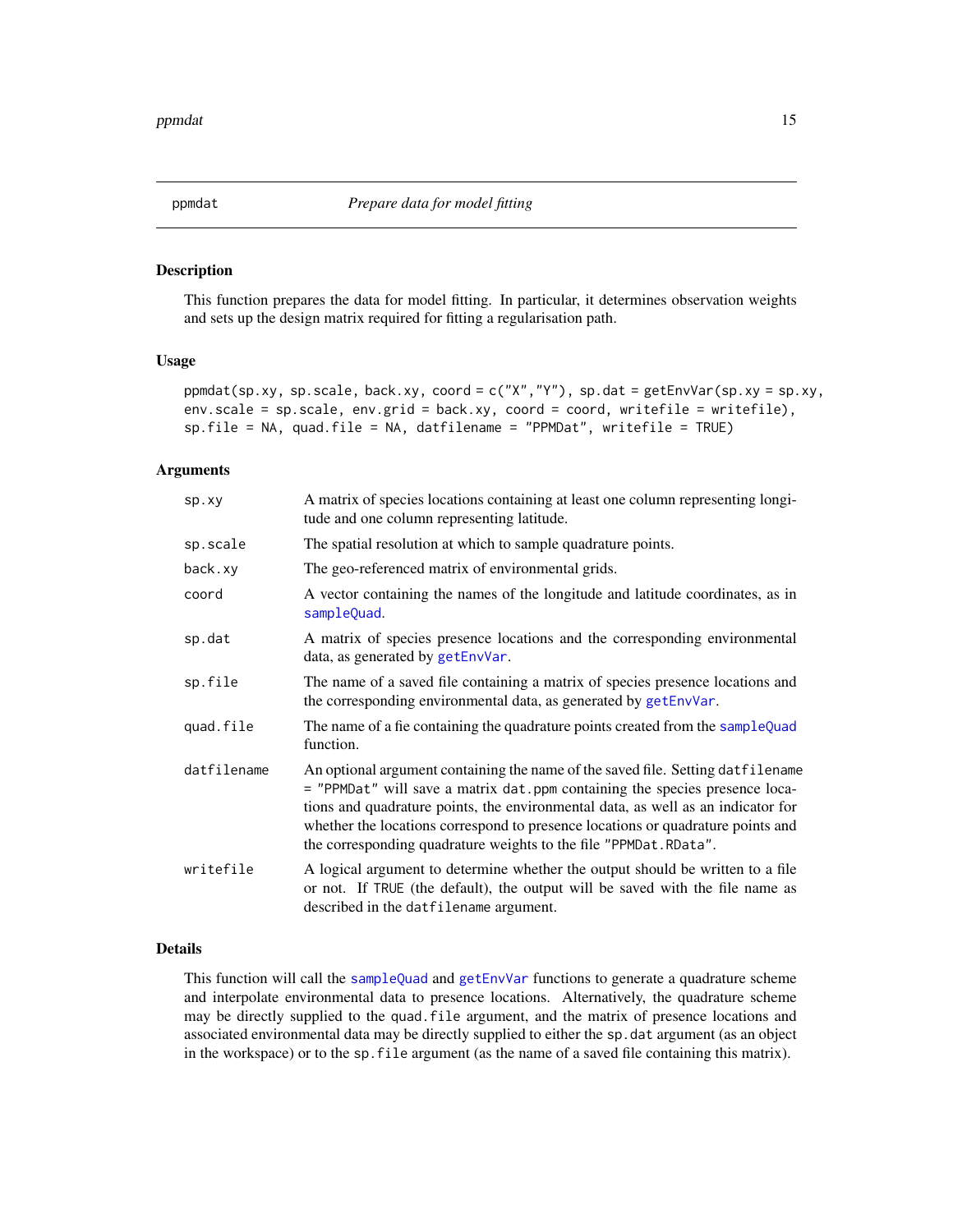ppmdat *Prepare data for model fitting*

### Description

This function prepares the data for model fitting. In particular, it determines observation weights and sets up the design matrix required for fitting a regularisation path.

### Usage

```
ppmdat(sp.xy, sp.scale, back.xy, coord = c("X","Y"), sp.dat = getEnvVar(sp.xy = sp.xy,
env.scale = sp.scale, env.grid = back.xy, coord = coord, writefile = writefile),
sp.file = NA, quad.file = NA, datfilename = "PPMDat", writefile = TRUE)
```

### Arguments

| | |
|---|---|
| `sp.xy` | A matrix of species locations containing at least one column representing longitude and one column representing latitude. |
| `sp.scale` | The spatial resolution at which to sample quadrature points. |
| `back.xy` | The geo-referenced matrix of environmental grids. |
| `coord` | A vector containing the names of the longitude and latitude coordinates, as in `sampleQuad`. |
| `sp.dat` | A matrix of species presence locations and the corresponding environmental data, as generated by `getEnvVar`. |
| `sp.file` | The name of a saved file containing a matrix of species presence locations and the corresponding environmental data, as generated by `getEnvVar`. |
| `quad.file` | The name of a fie containing the quadrature points created from the `sampleQuad` function. |
| `datfilename` | An optional argument containing the name of the saved file. Setting `datfilename = "PPMDat"` will save a matrix `dat.ppm` containing the species presence locations and quadrature points, the environmental data, as well as an indicator for whether the locations correspond to presence locations or quadrature points and the corresponding quadrature weights to the file `"PPMDat.RData"`. |
| `writefile` | A logical argument to determine whether the output should be written to a file or not. If `TRUE` (the default), the output will be saved with the file name as described in the `datfilename` argument. |

### Details

This function will call the `sampleQuad` and `getEnvVar` functions to generate a quadrature scheme and interpolate environmental data to presence locations. Alternatively, the quadrature scheme may be directly supplied to the `quad.file` argument, and the matrix of presence locations and associated environmental data may be directly supplied to either the `sp.dat` argument (as an object in the workspace) or to the `sp.file` argument (as the name of a saved file containing this matrix).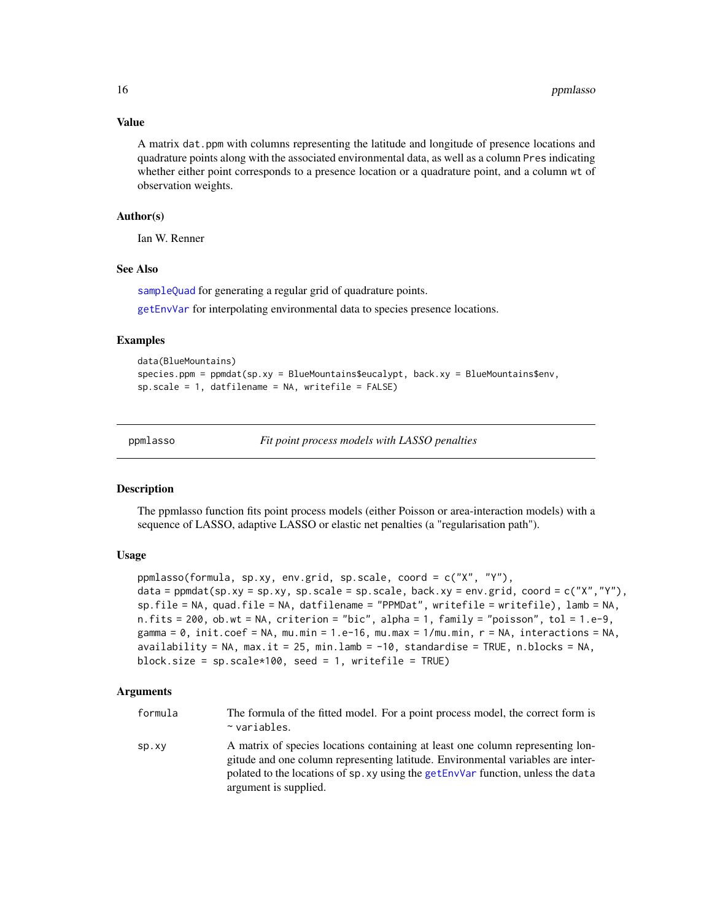### Value

A matrix dat.ppm with columns representing the latitude and longitude of presence locations and quadrature points along with the associated environmental data, as well as a column Pres indicating whether either point corresponds to a presence location or a quadrature point, and a column wt of observation weights.

### Author(s)

Ian W. Renner

### See Also

sampleQuad for generating a regular grid of quadrature points.

getEnvVar for interpolating environmental data to species presence locations.

### Examples

```
data(BlueMountains)
species.ppm = ppmdat(sp.xy = BlueMountains$eucalypt, back.xy = BlueMountains$env,
sp.scale = 1, datfilename = NA, writefile = FALSE)
```

---

## ppmlasso *Fit point process models with LASSO penalties*

### Description

The ppmlasso function fits point process models (either Poisson or area-interaction models) with a sequence of LASSO, adaptive LASSO or elastic net penalties (a "regularisation path").

### Usage

```
ppmlasso(formula, sp.xy, env.grid, sp.scale, coord = c("X", "Y"),
data = ppmdat(sp.xy = sp.xy, sp.scale = sp.scale, back.xy = env.grid, coord = c("X","Y"),
sp.file = NA, quad.file = NA, datfilename = "PPMDat", writefile = writefile), lamb = NA,
n.fits = 200, ob.wt = NA, criterion = "bic", alpha = 1, family = "poisson", tol = 1.e-9,
gamma = 0, init.coef = NA, mu.min = 1.e-16, mu.max = 1/mu.min, r = NA, interactions = NA,
availability = NA, max.it = 25, min.lamb = -10, standardise = TRUE, n.blocks = NA,
block.size = sp.scale*100, seed = 1, writefile = TRUE)
```

### Arguments

| | |
|---|---|
| formula | The formula of the fitted model. For a point process model, the correct form is ~ variables. |
| sp.xy | A matrix of species locations containing at least one column representing longitude and one column representing latitude. Environmental variables are interpolated to the locations of sp.xy using the getEnvVar function, unless the data argument is supplied. |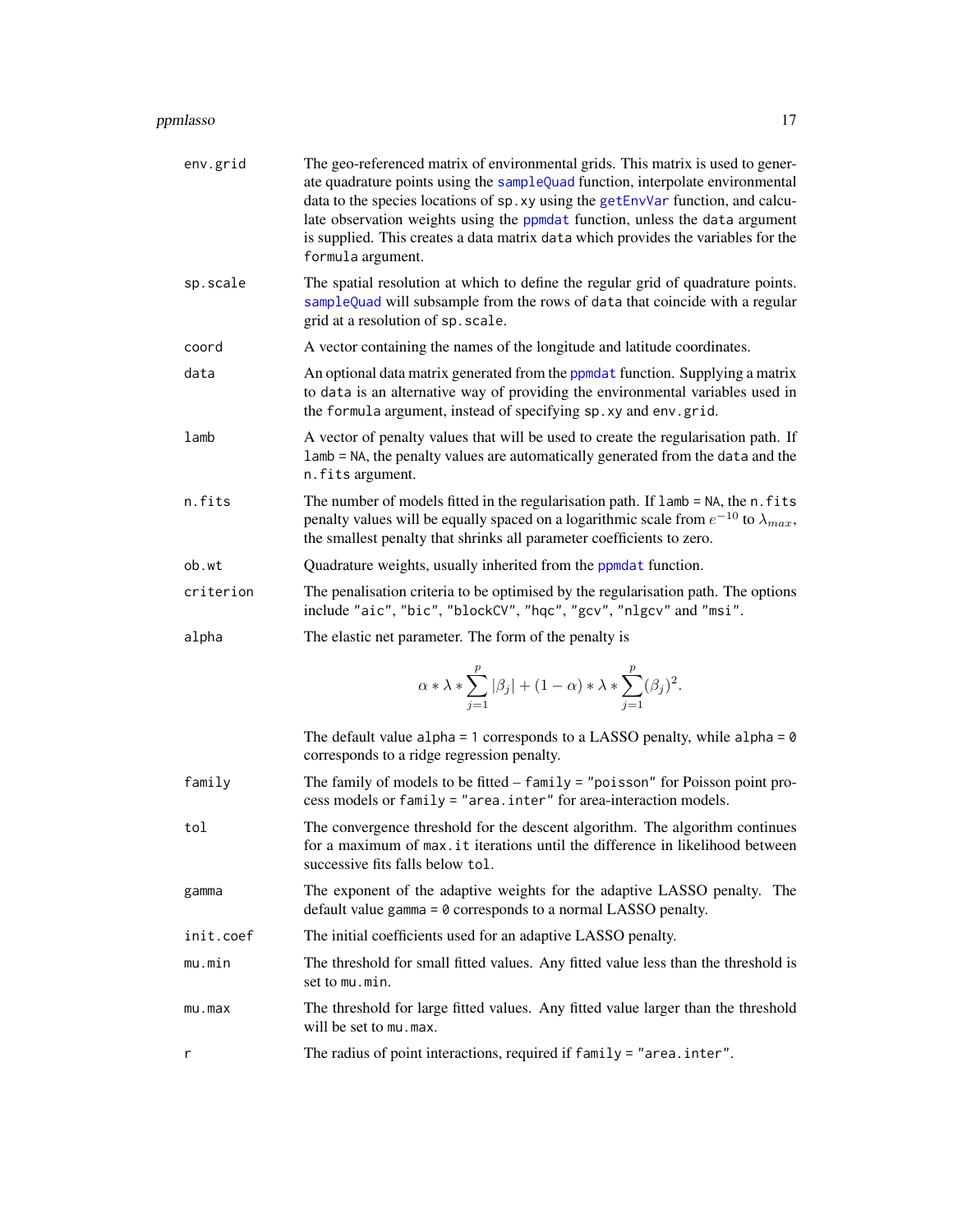| | |
|---|---|
| `env.grid` | The geo-referenced matrix of environmental grids. This matrix is used to generate quadrature points using the `sampleQuad` function, interpolate environmental data to the species locations of `sp.xy` using the `getEnvVar` function, and calculate observation weights using the `ppmdat` function, unless the `data` argument is supplied. This creates a data matrix `data` which provides the variables for the `formula` argument. |
| `sp.scale` | The spatial resolution at which to define the regular grid of quadrature points. `sampleQuad` will subsample from the rows of `data` that coincide with a regular grid at a resolution of `sp.scale`. |
| `coord` | A vector containing the names of the longitude and latitude coordinates. |
| `data` | An optional data matrix generated from the `ppmdat` function. Supplying a matrix to `data` is an alternative way of providing the environmental variables used in the `formula` argument, instead of specifying `sp.xy` and `env.grid`. |
| `lamb` | A vector of penalty values that will be used to create the regularisation path. If `lamb = NA`, the penalty values are automatically generated from the `data` and the `n.fits` argument. |
| `n.fits` | The number of models fitted in the regularisation path. If `lamb = NA`, the `n.fits` penalty values will be equally spaced on a logarithmic scale from $e^{-10}$ to $\lambda_{max}$, the smallest penalty that shrinks all parameter coefficients to zero. |
| `ob.wt` | Quadrature weights, usually inherited from the `ppmdat` function. |
| `criterion` | The penalisation criteria to be optimised by the regularisation path. The options include `"aic"`, `"bic"`, `"blockCV"`, `"hqc"`, `"gcv"`, `"nlgcv"` and `"msi"`. |
| `alpha` | The elastic net parameter. The form of the penalty is $$\alpha * \lambda * \sum_{j=1}^{p} \lvert\beta_j\rvert + (1-\alpha) * \lambda * \sum_{j=1}^{p} (\beta_j)^2.$$ The default value `alpha = 1` corresponds to a LASSO penalty, while `alpha = 0` corresponds to a ridge regression penalty. |
| `family` | The family of models to be fitted – `family = "poisson"` for Poisson point process models or `family = "area.inter"` for area-interaction models. |
| `tol` | The convergence threshold for the descent algorithm. The algorithm continues for a maximum of `max.it` iterations until the difference in likelihood between successive fits falls below `tol`. |
| `gamma` | The exponent of the adaptive weights for the adaptive LASSO penalty. The default value `gamma = 0` corresponds to a normal LASSO penalty. |
| `init.coef` | The initial coefficients used for an adaptive LASSO penalty. |
| `mu.min` | The threshold for small fitted values. Any fitted value less than the threshold is set to `mu.min`. |
| `mu.max` | The threshold for large fitted values. Any fitted value larger than the threshold will be set to `mu.max`. |
| `r` | The radius of point interactions, required if `family = "area.inter"`. |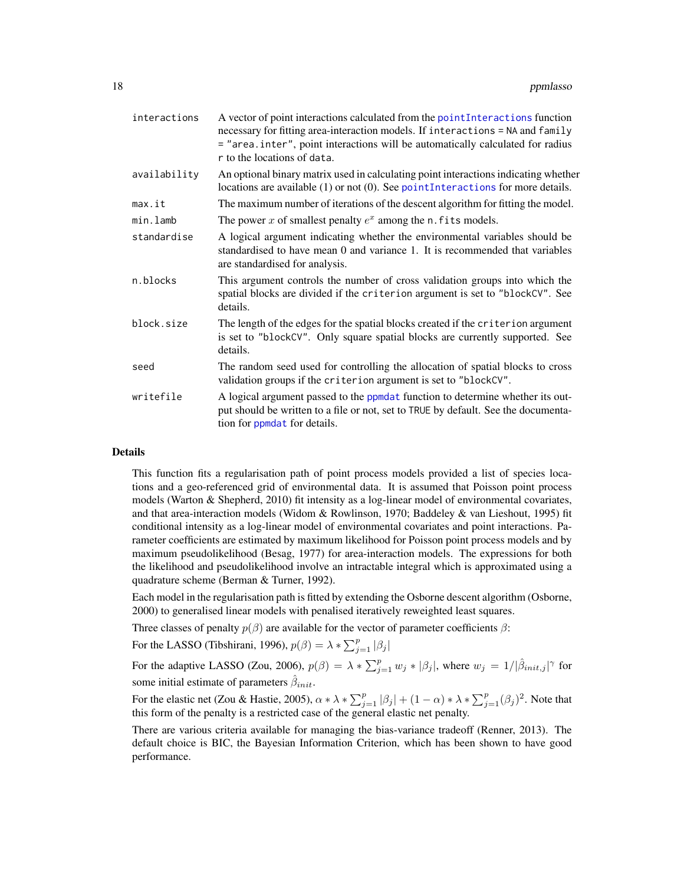| | |
|---|---|
| `interactions` | A vector of point interactions calculated from the `pointInteractions` function necessary for fitting area-interaction models. If `interactions = NA` and `family = "area.inter"`, point interactions will be automatically calculated for radius `r` to the locations of `data`. |
| `availability` | An optional binary matrix used in calculating point interactions indicating whether locations are available (1) or not (0). See `pointInteractions` for more details. |
| `max.it` | The maximum number of iterations of the descent algorithm for fitting the model. |
| `min.lamb` | The power $x$ of smallest penalty $e^x$ among the `n.fits` models. |
| `standardise` | A logical argument indicating whether the environmental variables should be standardised to have mean 0 and variance 1. It is recommended that variables are standardised for analysis. |
| `n.blocks` | This argument controls the number of cross validation groups into which the spatial blocks are divided if the `criterion` argument is set to `"blockCV"`. See details. |
| `block.size` | The length of the edges for the spatial blocks created if the `criterion` argument is set to `"blockCV"`. Only square spatial blocks are currently supported. See details. |
| `seed` | The random seed used for controlling the allocation of spatial blocks to cross validation groups if the `criterion` argument is set to `"blockCV"`. |
| `writefile` | A logical argument passed to the `ppmdat` function to determine whether its output should be written to a file or not, set to `TRUE` by default. See the documentation for `ppmdat` for details. |

## Details

This function fits a regularisation path of point process models provided a list of species locations and a geo-referenced grid of environmental data. It is assumed that Poisson point process models (Warton & Shepherd, 2010) fit intensity as a log-linear model of environmental covariates, and that area-interaction models (Widom & Rowlinson, 1970; Baddeley & van Lieshout, 1995) fit conditional intensity as a log-linear model of environmental covariates and point interactions. Parameter coefficients are estimated by maximum likelihood for Poisson point process models and by maximum pseudolikelihood (Besag, 1977) for area-interaction models. The expressions for both the likelihood and pseudolikelihood involve an intractable integral which is approximated using a quadrature scheme (Berman & Turner, 1992).

Each model in the regularisation path is fitted by extending the Osborne descent algorithm (Osborne, 2000) to generalised linear models with penalised iteratively reweighted least squares.

Three classes of penalty $p(\beta)$ are available for the vector of parameter coefficients $\beta$:

For the LASSO (Tibshirani, 1996), $p(\beta) = \lambda * \sum_{j=1}^{p} |\beta_j|$

For the adaptive LASSO (Zou, 2006), $p(\beta) = \lambda * \sum_{j=1}^{p} w_j * |\beta_j|$, where $w_j = 1/|\hat{\beta}_{init,j}|^\gamma$ for some initial estimate of parameters $\hat{\beta}_{init}$.

For the elastic net (Zou & Hastie, 2005), $\alpha * \lambda * \sum_{j=1}^{p} |\beta_j| + (1 - \alpha) * \lambda * \sum_{j=1}^{p} (\beta_j)^2$. Note that this form of the penalty is a restricted case of the general elastic net penalty.

There are various criteria available for managing the bias-variance tradeoff (Renner, 2013). The default choice is BIC, the Bayesian Information Criterion, which has been shown to have good performance.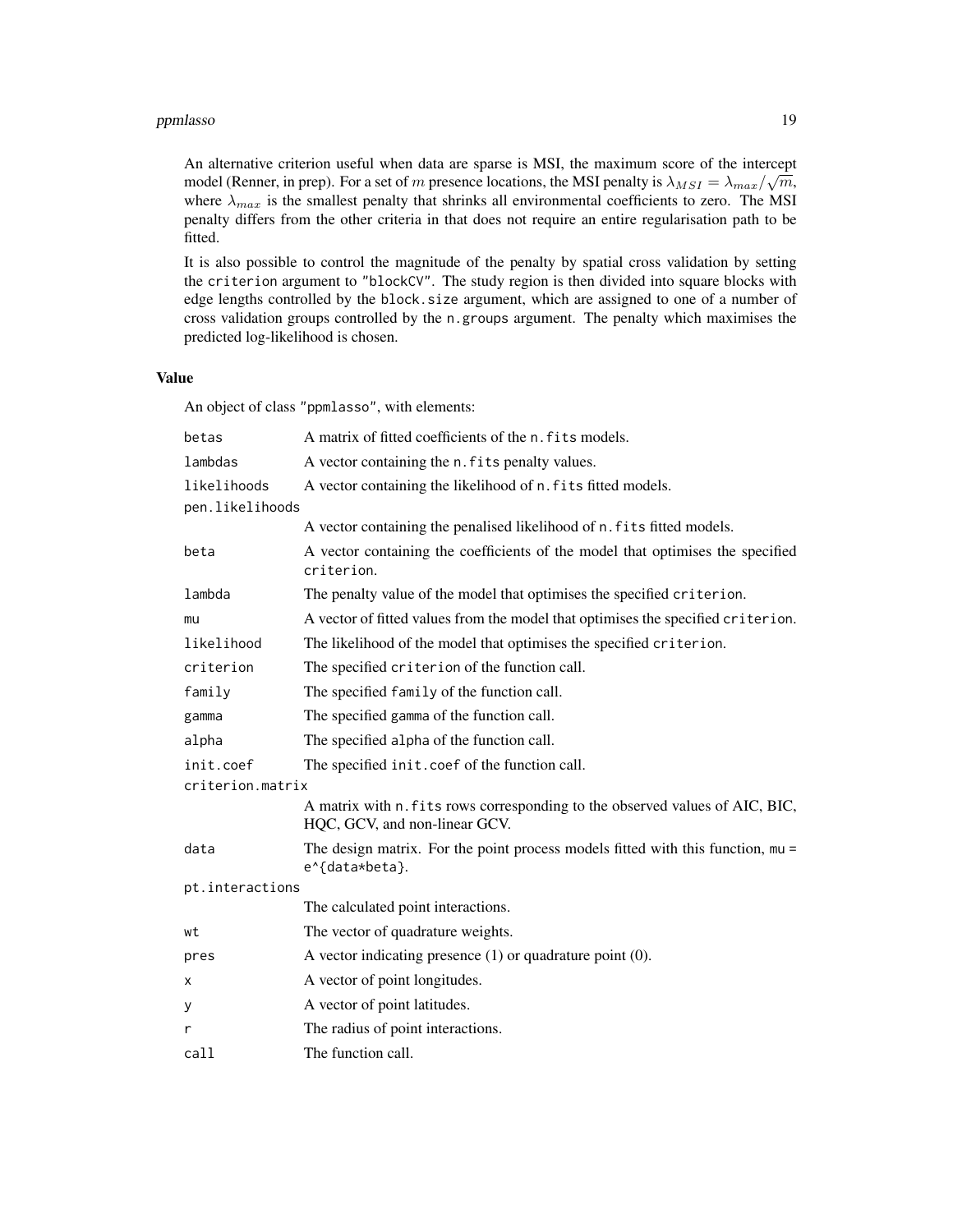An alternative criterion useful when data are sparse is MSI, the maximum score of the intercept model (Renner, in prep). For a set of $m$ presence locations, the MSI penalty is $\lambda_{MSI} = \lambda_{max}/\sqrt{m}$, where $\lambda_{max}$ is the smallest penalty that shrinks all environmental coefficients to zero. The MSI penalty differs from the other criteria in that does not require an entire regularisation path to be fitted.

It is also possible to control the magnitude of the penalty by spatial cross validation by setting the `criterion` argument to `"blockCV"`. The study region is then divided into square blocks with edge lengths controlled by the `block.size` argument, which are assigned to one of a number of cross validation groups controlled by the `n.groups` argument. The penalty which maximises the predicted log-likelihood is chosen.

### Value

An object of class `"ppmlasso"`, with elements:

| | |
|---|---|
| `betas` | A matrix of fitted coefficients of the `n.fits` models. |
| `lambdas` | A vector containing the `n.fits` penalty values. |
| `likelihoods` | A vector containing the likelihood of `n.fits` fitted models. |
| `pen.likelihoods` | A vector containing the penalised likelihood of `n.fits` fitted models. |
| `beta` | A vector containing the coefficients of the model that optimises the specified `criterion`. |
| `lambda` | The penalty value of the model that optimises the specified `criterion`. |
| `mu` | A vector of fitted values from the model that optimises the specified `criterion`. |
| `likelihood` | The likelihood of the model that optimises the specified `criterion`. |
| `criterion` | The specified `criterion` of the function call. |
| `family` | The specified `family` of the function call. |
| `gamma` | The specified `gamma` of the function call. |
| `alpha` | The specified `alpha` of the function call. |
| `init.coef` | The specified `init.coef` of the function call. |
| `criterion.matrix` | A matrix with `n.fits` rows corresponding to the observed values of AIC, BIC, HQC, GCV, and non-linear GCV. |
| `data` | The design matrix. For the point process models fitted with this function, `mu = e^{data*beta}`. |
| `pt.interactions` | The calculated point interactions. |
| `wt` | The vector of quadrature weights. |
| `pres` | A vector indicating presence (1) or quadrature point (0). |
| `x` | A vector of point longitudes. |
| `y` | A vector of point latitudes. |
| `r` | The radius of point interactions. |
| `call` | The function call. |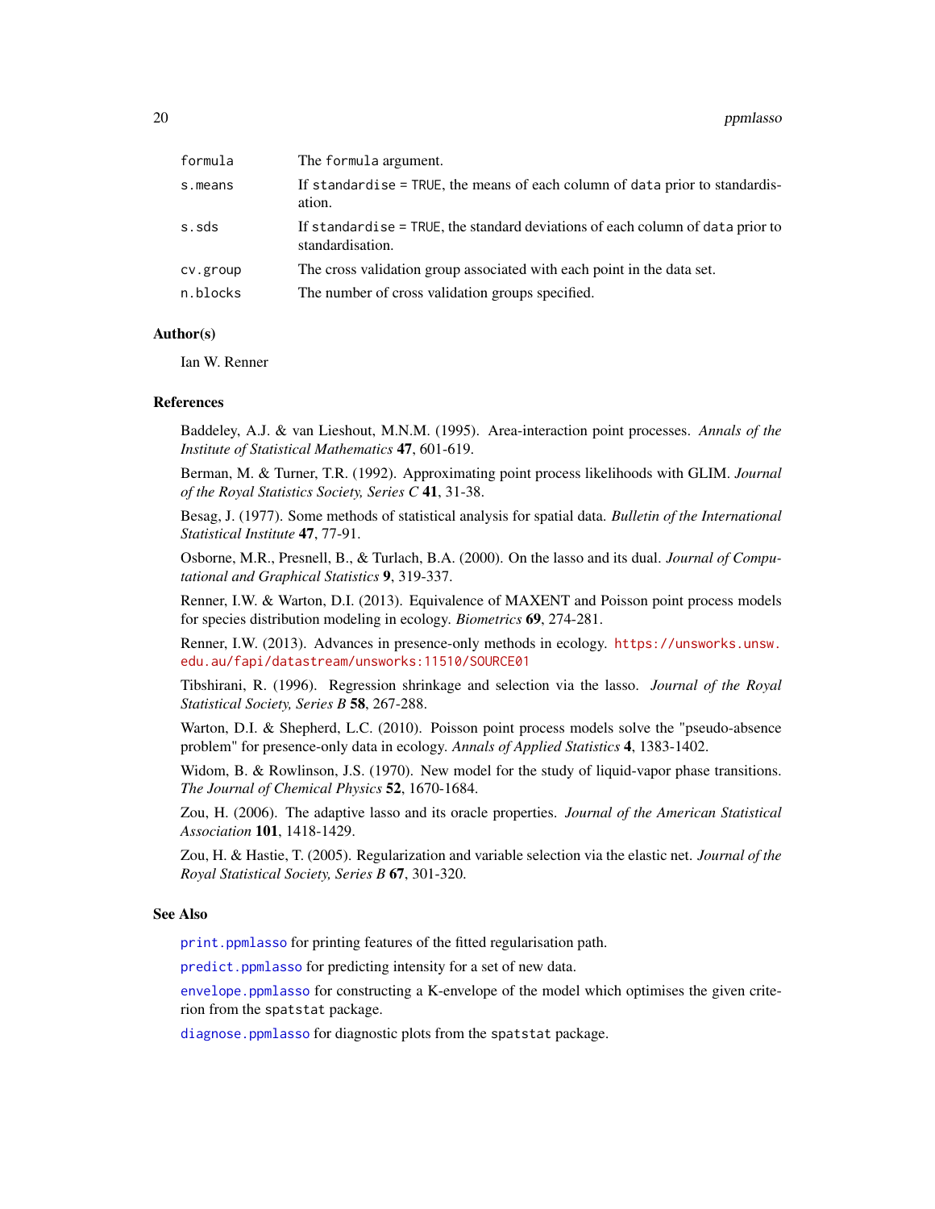| | |
|---|---|
| `formula` | The `formula` argument. |
| `s.means` | If `standardise = TRUE`, the means of each column of `data` prior to standardisation. |
| `s.sds` | If `standardise = TRUE`, the standard deviations of each column of `data` prior to standardisation. |
| `cv.group` | The cross validation group associated with each point in the data set. |
| `n.blocks` | The number of cross validation groups specified. |

### Author(s)

Ian W. Renner

### References

Baddeley, A.J. & van Lieshout, M.N.M. (1995). Area-interaction point processes. *Annals of the Institute of Statistical Mathematics* **47**, 601-619.

Berman, M. & Turner, T.R. (1992). Approximating point process likelihoods with GLIM. *Journal of the Royal Statistics Society, Series C* **41**, 31-38.

Besag, J. (1977). Some methods of statistical analysis for spatial data. *Bulletin of the International Statistical Institute* **47**, 77-91.

Osborne, M.R., Presnell, B., & Turlach, B.A. (2000). On the lasso and its dual. *Journal of Computational and Graphical Statistics* **9**, 319-337.

Renner, I.W. & Warton, D.I. (2013). Equivalence of MAXENT and Poisson point process models for species distribution modeling in ecology. *Biometrics* **69**, 274-281.

Renner, I.W. (2013). Advances in presence-only methods in ecology. https://unsworks.unsw.edu.au/fapi/datastream/unsworks:11510/SOURCE01

Tibshirani, R. (1996). Regression shrinkage and selection via the lasso. *Journal of the Royal Statistical Society, Series B* **58**, 267-288.

Warton, D.I. & Shepherd, L.C. (2010). Poisson point process models solve the "pseudo-absence problem" for presence-only data in ecology. *Annals of Applied Statistics* **4**, 1383-1402.

Widom, B. & Rowlinson, J.S. (1970). New model for the study of liquid-vapor phase transitions. *The Journal of Chemical Physics* **52**, 1670-1684.

Zou, H. (2006). The adaptive lasso and its oracle properties. *Journal of the American Statistical Association* **101**, 1418-1429.

Zou, H. & Hastie, T. (2005). Regularization and variable selection via the elastic net. *Journal of the Royal Statistical Society, Series B* **67**, 301-320.

### See Also

`print.ppmlasso` for printing features of the fitted regularisation path.

`predict.ppmlasso` for predicting intensity for a set of new data.

`envelope.ppmlasso` for constructing a K-envelope of the model which optimises the given criterion from the `spatstat` package.

`diagnose.ppmlasso` for diagnostic plots from the `spatstat` package.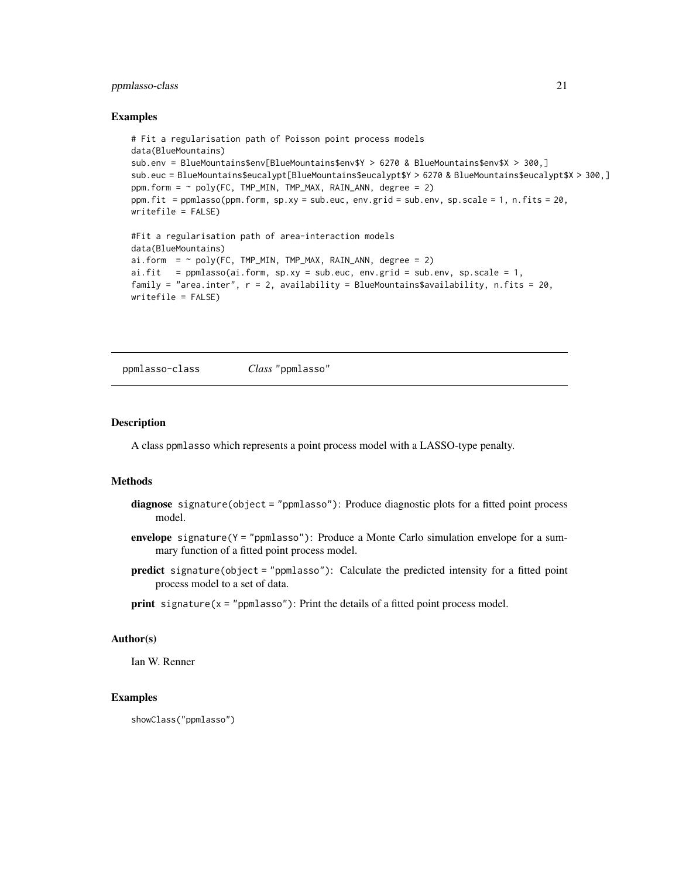### Examples

```
# Fit a regularisation path of Poisson point process models
data(BlueMountains)
sub.env = BlueMountains$env[BlueMountains$env$Y > 6270 & BlueMountains$env$X > 300,]
sub.euc = BlueMountains$eucalypt[BlueMountains$eucalypt$Y > 6270 & BlueMountains$eucalypt$X > 300,]
ppm.form = ~ poly(FC, TMP_MIN, TMP_MAX, RAIN_ANN, degree = 2)
ppm.fit = ppmlasso(ppm.form, sp.xy = sub.euc, env.grid = sub.env, sp.scale = 1, n.fits = 20,
writefile = FALSE)

#Fit a regularisation path of area-interaction models
data(BlueMountains)
ai.form  = ~ poly(FC, TMP_MIN, TMP_MAX, RAIN_ANN, degree = 2)
ai.fit   = ppmlasso(ai.form, sp.xy = sub.euc, env.grid = sub.env, sp.scale = 1,
family = "area.inter", r = 2, availability = BlueMountains$availability, n.fits = 20,
writefile = FALSE)
```

---

## ppmlasso-class    *Class* "ppmlasso"

### Description

A class ppmlasso which represents a point process model with a LASSO-type penalty.

### Methods

- **diagnose** `signature(object = "ppmlasso")`: Produce diagnostic plots for a fitted point process model.
- **envelope** `signature(Y = "ppmlasso")`: Produce a Monte Carlo simulation envelope for a summary function of a fitted point process model.
- **predict** `signature(object = "ppmlasso")`: Calculate the predicted intensity for a fitted point process model to a set of data.
- **print** `signature(x = "ppmlasso")`: Print the details of a fitted point process model.

### Author(s)

Ian W. Renner

### Examples

```
showClass("ppmlasso")
```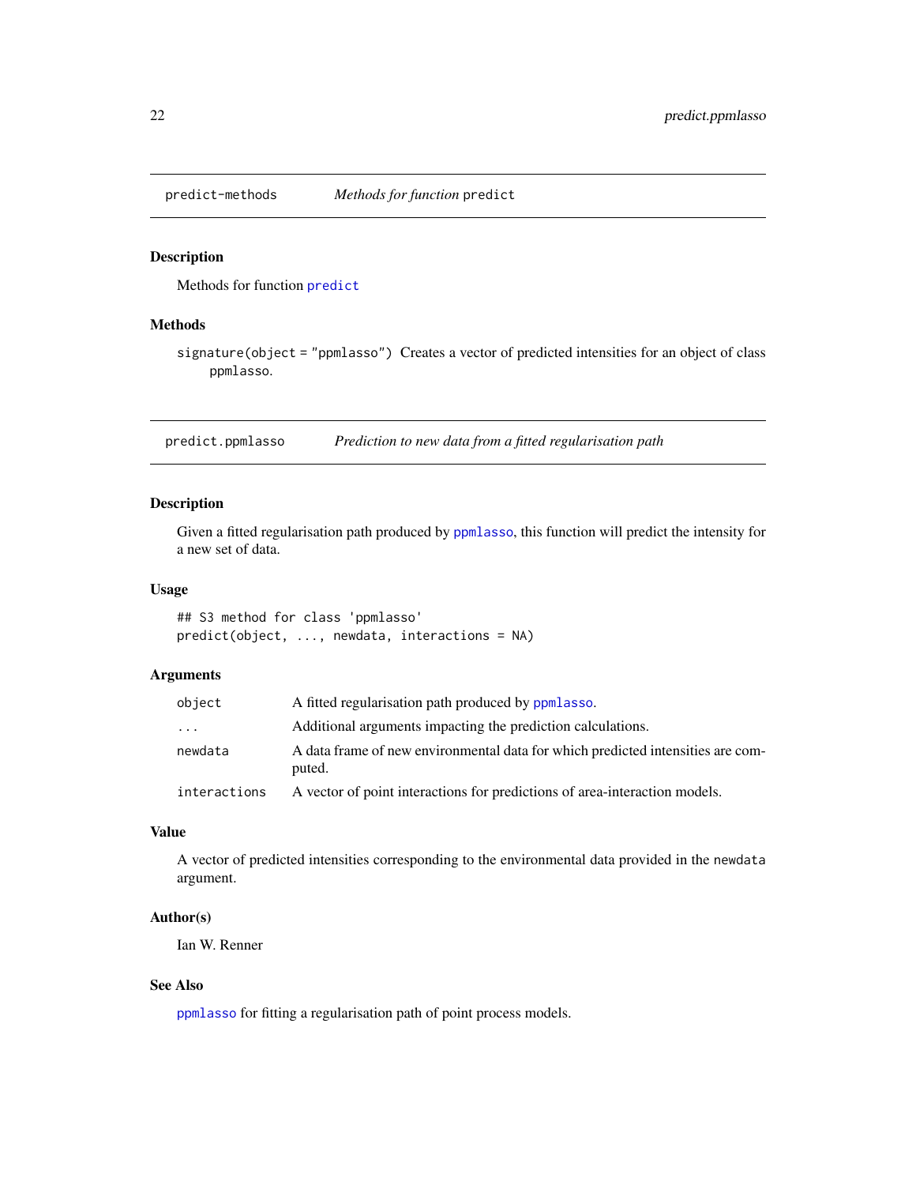## predict-methods — *Methods for function* `predict`

### Description

Methods for function `predict`

### Methods

`signature(object = "ppmlasso")` Creates a vector of predicted intensities for an object of class `ppmlasso`.

## predict.ppmlasso — *Prediction to new data from a fitted regularisation path*

### Description

Given a fitted regularisation path produced by `ppmlasso`, this function will predict the intensity for a new set of data.

### Usage

```
## S3 method for class 'ppmlasso'
predict(object, ..., newdata, interactions = NA)
```

### Arguments

| | |
|---|---|
| `object` | A fitted regularisation path produced by `ppmlasso`. |
| `...` | Additional arguments impacting the prediction calculations. |
| `newdata` | A data frame of new environmental data for which predicted intensities are computed. |
| `interactions` | A vector of point interactions for predictions of area-interaction models. |

### Value

A vector of predicted intensities corresponding to the environmental data provided in the `newdata` argument.

### Author(s)

Ian W. Renner

### See Also

`ppmlasso` for fitting a regularisation path of point process models.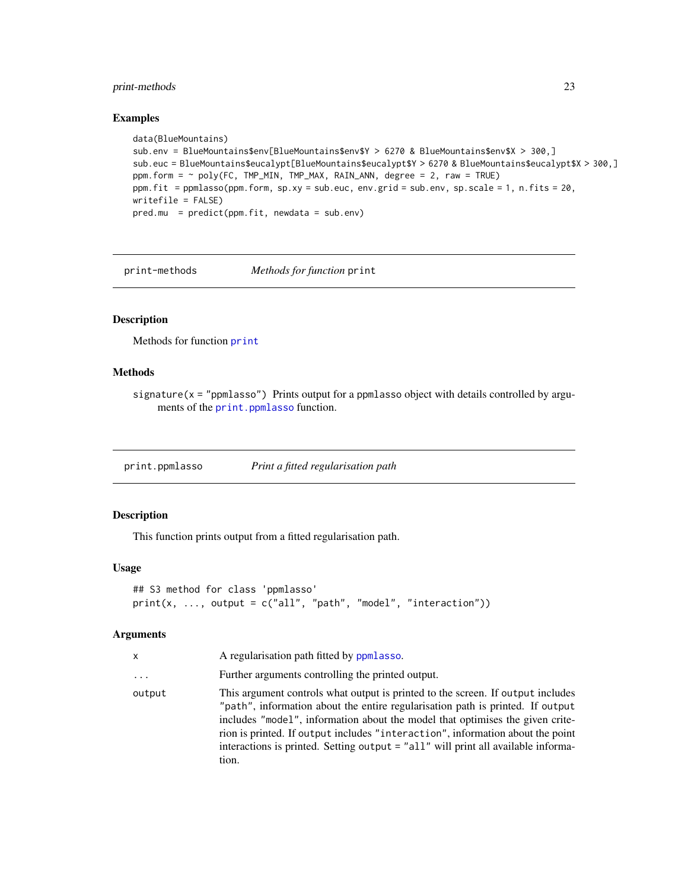### Examples

```
data(BlueMountains)
sub.env = BlueMountains$env[BlueMountains$env$Y > 6270 & BlueMountains$env$X > 300,]
sub.euc = BlueMountains$eucalypt[BlueMountains$eucalypt$Y > 6270 & BlueMountains$eucalypt$X > 300,]
ppm.form = ~ poly(FC, TMP_MIN, TMP_MAX, RAIN_ANN, degree = 2, raw = TRUE)
ppm.fit  = ppmlasso(ppm.form, sp.xy = sub.euc, env.grid = sub.env, sp.scale = 1, n.fits = 20,
writefile = FALSE)
pred.mu  = predict(ppm.fit, newdata = sub.env)
```

---

## print-methods    *Methods for function* `print`

### Description

Methods for function `print`

### Methods

`signature(x = "ppmlasso")` Prints output for a `ppmlasso` object with details controlled by arguments of the `print.ppmlasso` function.

---

## print.ppmlasso    *Print a fitted regularisation path*

### Description

This function prints output from a fitted regularisation path.

### Usage

```
## S3 method for class 'ppmlasso'
print(x, ..., output = c("all", "path", "model", "interaction"))
```

### Arguments

| | |
|---|---|
| `x` | A regularisation path fitted by `ppmlasso`. |
| `...` | Further arguments controlling the printed output. |
| `output` | This argument controls what output is printed to the screen. If `output` includes `"path"`, information about the entire regularisation path is printed. If `output` includes `"model"`, information about the model that optimises the given criterion is printed. If `output` includes `"interaction"`, information about the point interactions is printed. Setting `output = "all"` will print all available information. |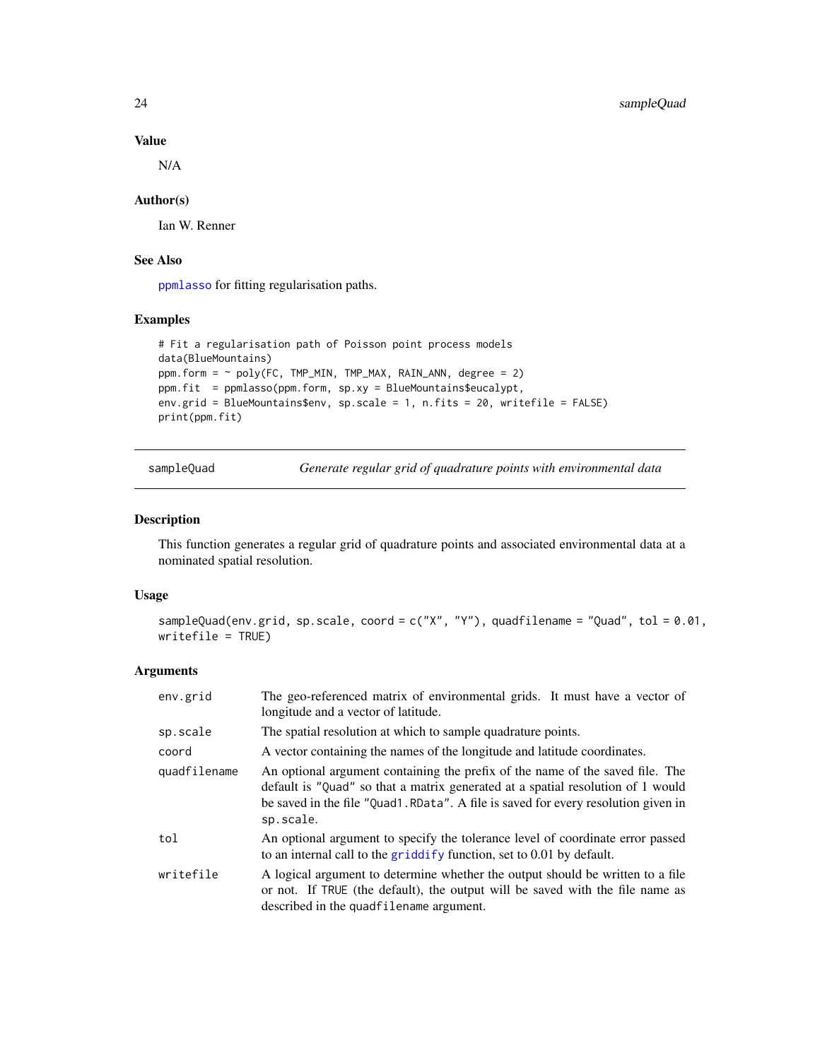### Value

N/A

### Author(s)

Ian W. Renner

### See Also

ppmlasso for fitting regularisation paths.

### Examples

```
# Fit a regularisation path of Poisson point process models
data(BlueMountains)
ppm.form = ~ poly(FC, TMP_MIN, TMP_MAX, RAIN_ANN, degree = 2)
ppm.fit  = ppmlasso(ppm.form, sp.xy = BlueMountains$eucalypt,
env.grid = BlueMountains$env, sp.scale = 1, n.fits = 20, writefile = FALSE)
print(ppm.fit)
```

---

## sampleQuad — *Generate regular grid of quadrature points with environmental data*

### Description

This function generates a regular grid of quadrature points and associated environmental data at a nominated spatial resolution.

### Usage

```
sampleQuad(env.grid, sp.scale, coord = c("X", "Y"), quadfilename = "Quad", tol = 0.01,
writefile = TRUE)
```

### Arguments

| | |
|---|---|
| `env.grid` | The geo-referenced matrix of environmental grids. It must have a vector of longitude and a vector of latitude. |
| `sp.scale` | The spatial resolution at which to sample quadrature points. |
| `coord` | A vector containing the names of the longitude and latitude coordinates. |
| `quadfilename` | An optional argument containing the prefix of the name of the saved file. The default is `"Quad"` so that a matrix generated at a spatial resolution of 1 would be saved in the file `"Quad1.RData"`. A file is saved for every resolution given in `sp.scale`. |
| `tol` | An optional argument to specify the tolerance level of coordinate error passed to an internal call to the `griddify` function, set to 0.01 by default. |
| `writefile` | A logical argument to determine whether the output should be written to a file or not. If `TRUE` (the default), the output will be saved with the file name as described in the `quadfilename` argument. |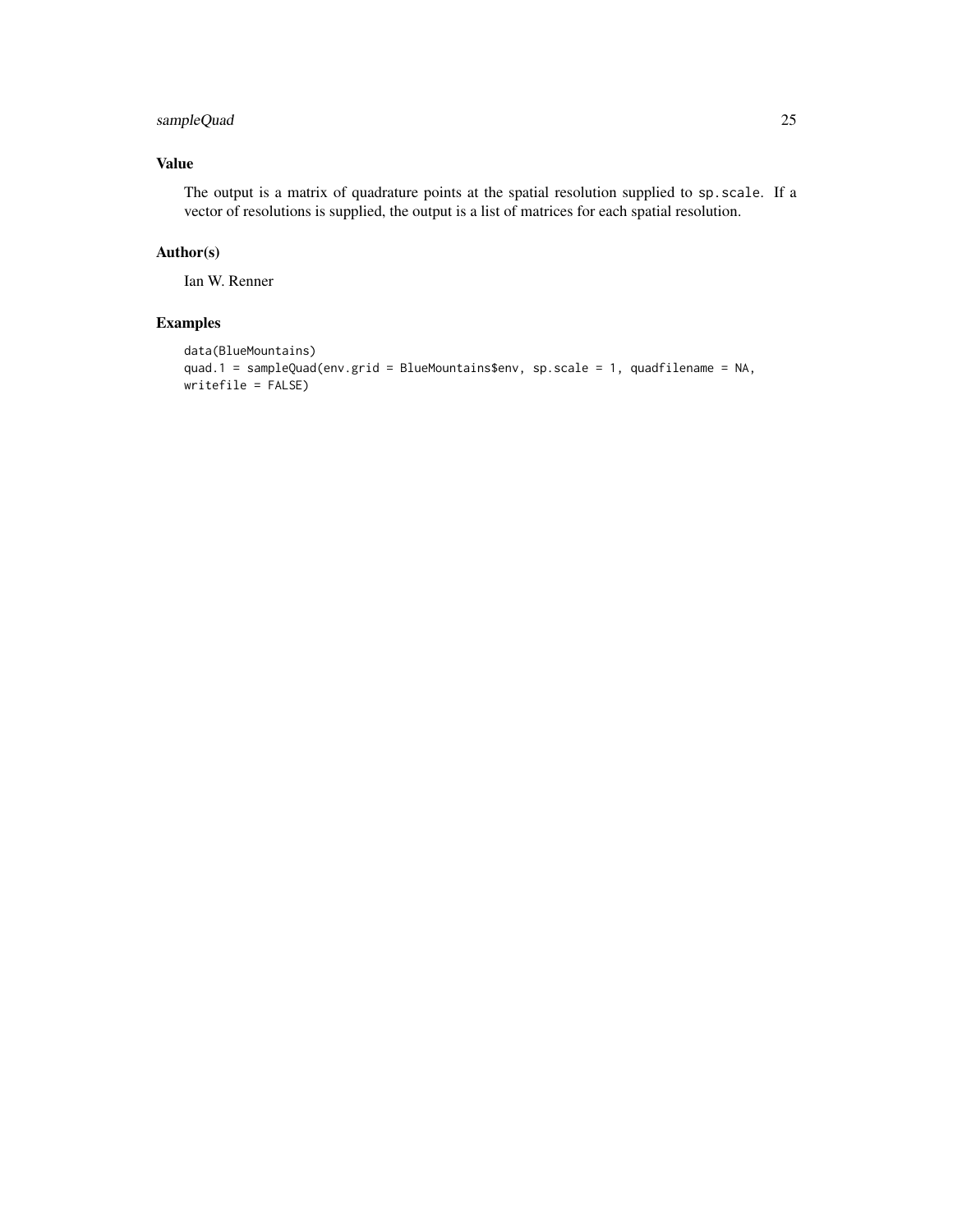## Value

The output is a matrix of quadrature points at the spatial resolution supplied to `sp.scale`. If a vector of resolutions is supplied, the output is a list of matrices for each spatial resolution.

## Author(s)

Ian W. Renner

## Examples

```
data(BlueMountains)
quad.1 = sampleQuad(env.grid = BlueMountains$env, sp.scale = 1, quadfilename = NA,
writefile = FALSE)
```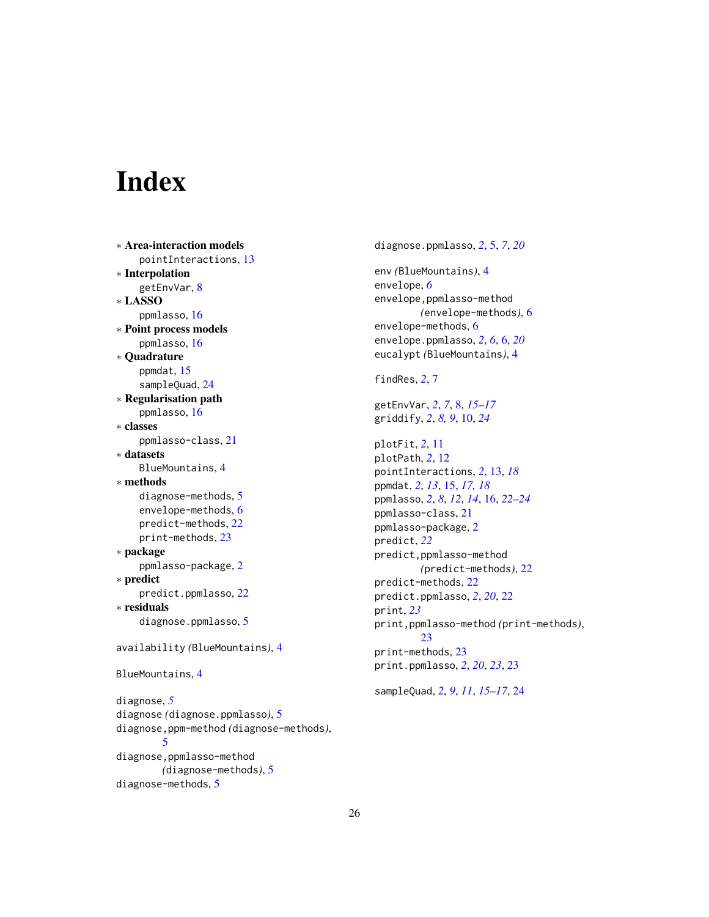# Index

∗ **Area-interaction models**
pointInteractions, 13
∗ **Interpolation**
getEnvVar, 8
∗ **LASSO**
ppmlasso, 16
∗ **Point process models**
ppmlasso, 16
∗ **Quadrature**
ppmdat, 15
sampleQuad, 24
∗ **Regularisation path**
ppmlasso, 16
∗ **classes**
ppmlasso-class, 21
∗ **datasets**
BlueMountains, 4
∗ **methods**
diagnose-methods, 5
envelope-methods, 6
predict-methods, 22
print-methods, 23
∗ **package**
ppmlasso-package, 2
∗ **predict**
predict.ppmlasso, 22
∗ **residuals**
diagnose.ppmlasso, 5

availability *(*BlueMountains*)*, 4

BlueMountains, 4

diagnose, *5*
diagnose *(*diagnose.ppmlasso*)*, 5
diagnose,ppm-method *(*diagnose-methods*)*, 5
diagnose,ppmlasso-method *(*diagnose-methods*)*, 5
diagnose-methods, 5
diagnose.ppmlasso, *2*, 5, *7*, *20*

env *(*BlueMountains*)*, 4
envelope, *6*
envelope,ppmlasso-method *(*envelope-methods*)*, 6
envelope-methods, 6
envelope.ppmlasso, *2*, *6*, 6, *20*
eucalypt *(*BlueMountains*)*, 4

findRes, *2*, 7

getEnvVar, *2*, *7*, 8, *15–17*
griddify, *2*, *8, 9*, 10, *24*

plotFit, *2*, 11
plotPath, *2*, 12
pointInteractions, *2*, 13, *18*
ppmdat, *2*, *13*, 15, *17, 18*
ppmlasso, *2*, *8*, *12*, *14*, 16, *22–24*
ppmlasso-class, 21
ppmlasso-package, 2
predict, *22*
predict,ppmlasso-method *(*predict-methods*)*, 22
predict-methods, 22
predict.ppmlasso, *2*, *20*, 22
print, *23*
print,ppmlasso-method *(*print-methods*)*, 23
print-methods, 23
print.ppmlasso, *2*, *20*, *23*, 23

sampleQuad, *2*, *9*, *11*, *15–17*, 24